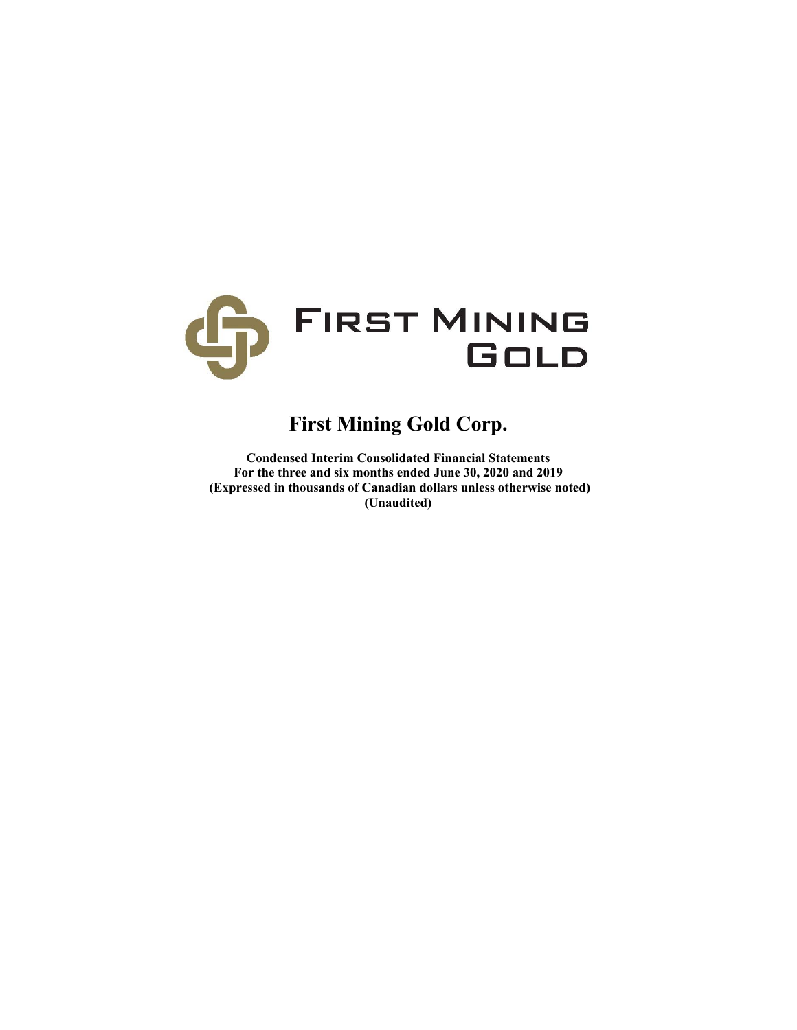FIRST MINING GOLD

# First Mining Gold Corp.

**Condensed Interim Consolidated Financial Statements**
**For the three and six months ended June 30, 2020 and 2019**
**(Expressed in thousands of Canadian dollars unless otherwise noted)**
**(Unaudited)**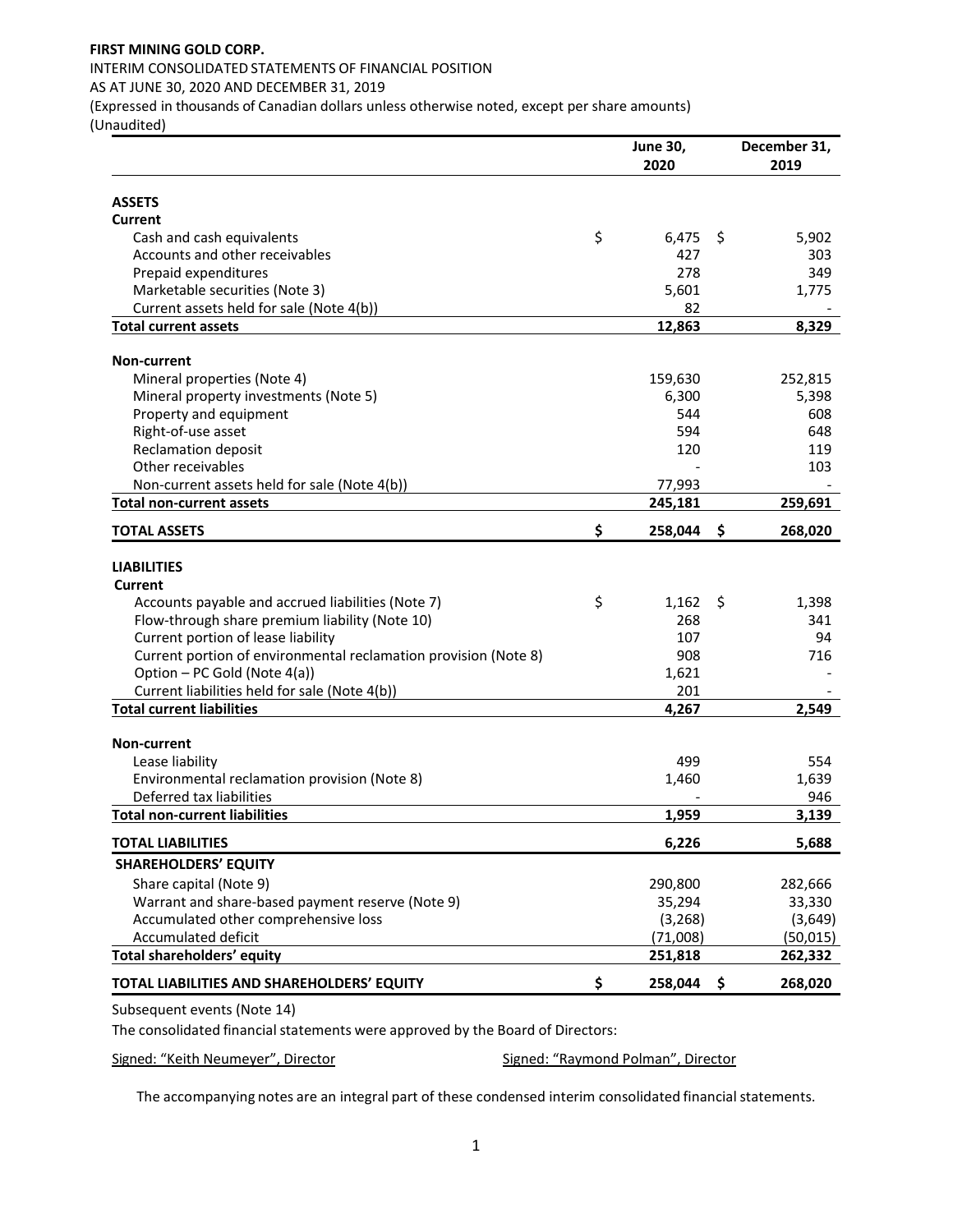**FIRST MINING GOLD CORP.**

INTERIM CONSOLIDATED STATEMENTS OF FINANCIAL POSITION

AS AT JUNE 30, 2020 AND DECEMBER 31, 2019

(Expressed in thousands of Canadian dollars unless otherwise noted, except per share amounts)

(Unaudited)

| | June 30, 2020 | December 31, 2019 |
|---|---|---|
| **ASSETS** | | |
| **Current** | | |
| Cash and cash equivalents | $ 6,475 | $ 5,902 |
| Accounts and other receivables | 427 | 303 |
| Prepaid expenditures | 278 | 349 |
| Marketable securities (Note 3) | 5,601 | 1,775 |
| Current assets held for sale (Note 4(b)) | 82 | - |
| **Total current assets** | **12,863** | **8,329** |
| **Non-current** | | |
| Mineral properties (Note 4) | 159,630 | 252,815 |
| Mineral property investments (Note 5) | 6,300 | 5,398 |
| Property and equipment | 544 | 608 |
| Right-of-use asset | 594 | 648 |
| Reclamation deposit | 120 | 119 |
| Other receivables | - | 103 |
| Non-current assets held for sale (Note 4(b)) | 77,993 | - |
| **Total non-current assets** | **245,181** | **259,691** |
| **TOTAL ASSETS** | **$ 258,044** | **$ 268,020** |
| **LIABILITIES** | | |
| **Current** | | |
| Accounts payable and accrued liabilities (Note 7) | $ 1,162 | $ 1,398 |
| Flow-through share premium liability (Note 10) | 268 | 341 |
| Current portion of lease liability | 107 | 94 |
| Current portion of environmental reclamation provision (Note 8) | 908 | 716 |
| Option – PC Gold (Note 4(a)) | 1,621 | - |
| Current liabilities held for sale (Note 4(b)) | 201 | - |
| **Total current liabilities** | **4,267** | **2,549** |
| **Non-current** | | |
| Lease liability | 499 | 554 |
| Environmental reclamation provision (Note 8) | 1,460 | 1,639 |
| Deferred tax liabilities | - | 946 |
| **Total non-current liabilities** | **1,959** | **3,139** |
| **TOTAL LIABILITIES** | **6,226** | **5,688** |
| **SHAREHOLDERS' EQUITY** | | |
| Share capital (Note 9) | 290,800 | 282,666 |
| Warrant and share-based payment reserve (Note 9) | 35,294 | 33,330 |
| Accumulated other comprehensive loss | (3,268) | (3,649) |
| Accumulated deficit | (71,008) | (50,015) |
| **Total shareholders' equity** | **251,818** | **262,332** |
| **TOTAL LIABILITIES AND SHAREHOLDERS' EQUITY** | **$ 258,044** | **$ 268,020** |

Subsequent events (Note 14)

The consolidated financial statements were approved by the Board of Directors:

Signed: "Keith Neumeyer", Director    Signed: "Raymond Polman", Director

The accompanying notes are an integral part of these condensed interim consolidated financial statements.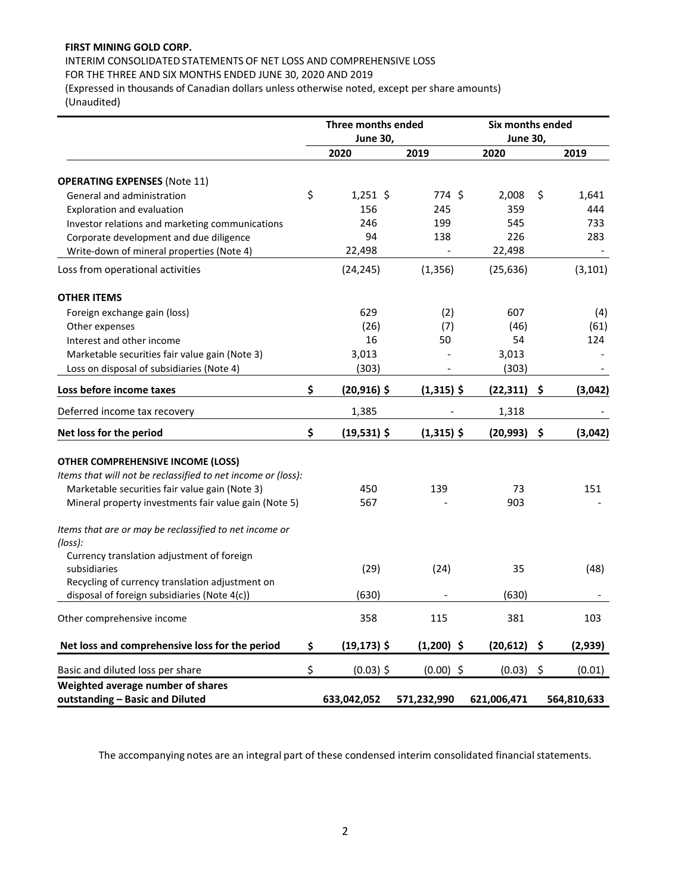**FIRST MINING GOLD CORP.**

INTERIM CONSOLIDATED STATEMENTS OF NET LOSS AND COMPREHENSIVE LOSS

FOR THE THREE AND SIX MONTHS ENDED JUNE 30, 2020 AND 2019

(Expressed in thousands of Canadian dollars unless otherwise noted, except per share amounts)

(Unaudited)

| | Three months ended June 30, | | Six months ended June 30, | |
|---|---|---|---|---|
| | 2020 | 2019 | 2020 | 2019 |
| **OPERATING EXPENSES** (Note 11) | | | | |
| General and administration | $ 1,251 | $ 774 | $ 2,008 | $ 1,641 |
| Exploration and evaluation | 156 | 245 | 359 | 444 |
| Investor relations and marketing communications | 246 | 199 | 545 | 733 |
| Corporate development and due diligence | 94 | 138 | 226 | 283 |
| Write-down of mineral properties (Note 4) | 22,498 | - | 22,498 | - |
| Loss from operational activities | (24,245) | (1,356) | (25,636) | (3,101) |
| **OTHER ITEMS** | | | | |
| Foreign exchange gain (loss) | 629 | (2) | 607 | (4) |
| Other expenses | (26) | (7) | (46) | (61) |
| Interest and other income | 16 | 50 | 54 | 124 |
| Marketable securities fair value gain (Note 3) | 3,013 | - | 3,013 | - |
| Loss on disposal of subsidiaries (Note 4) | (303) | - | (303) | - |
| **Loss before income taxes** | **$ (20,916)** | **$ (1,315)** | **$ (22,311)** | **$ (3,042)** |
| Deferred income tax recovery | 1,385 | - | 1,318 | - |
| **Net loss for the period** | **$ (19,531)** | **$ (1,315)** | **$ (20,993)** | **$ (3,042)** |
| **OTHER COMPREHENSIVE INCOME (LOSS)** | | | | |
| *Items that will not be reclassified to net income or (loss):* | | | | |
| Marketable securities fair value gain (Note 3) | 450 | 139 | 73 | 151 |
| Mineral property investments fair value gain (Note 5) | 567 | - | 903 | - |
| *Items that are or may be reclassified to net income or (loss):* | | | | |
| Currency translation adjustment of foreign subsidiaries | (29) | (24) | 35 | (48) |
| Recycling of currency translation adjustment on disposal of foreign subsidiaries (Note 4(c)) | (630) | - | (630) | - |
| Other comprehensive income | 358 | 115 | 381 | 103 |
| **Net loss and comprehensive loss for the period** | **$ (19,173)** | **$ (1,200)** | **$ (20,612)** | **$ (2,939)** |
| Basic and diluted loss per share | $ (0.03) | $ (0.00) | $ (0.03) | $ (0.01) |
| **Weighted average number of shares outstanding – Basic and Diluted** | **633,042,052** | **571,232,990** | **621,006,471** | **564,810,633** |

The accompanying notes are an integral part of these condensed interim consolidated financial statements.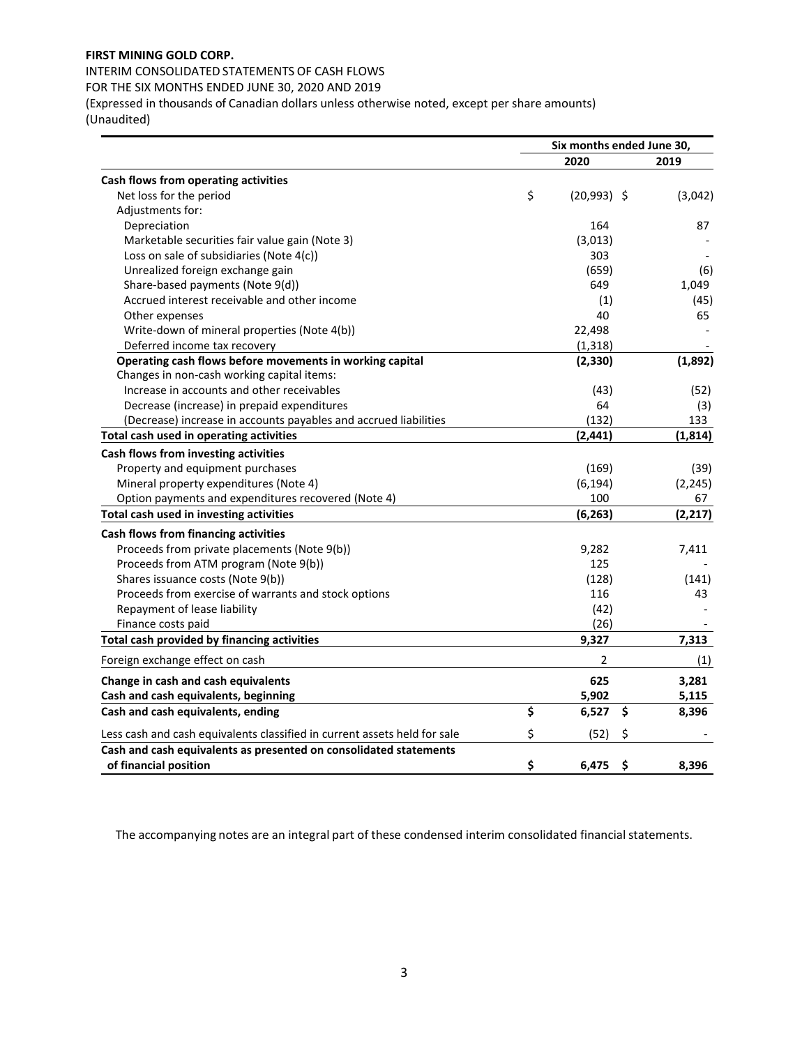**FIRST MINING GOLD CORP.**

INTERIM CONSOLIDATED STATEMENTS OF CASH FLOWS

FOR THE SIX MONTHS ENDED JUNE 30, 2020 AND 2019

(Expressed in thousands of Canadian dollars unless otherwise noted, except per share amounts)

(Unaudited)

| | Six months ended June 30, | |
|---|---|---|
| | **2020** | **2019** |
| **Cash flows from operating activities** | | |
| Net loss for the period | $ (20,993) | $ (3,042) |
| Adjustments for: | | |
| Depreciation | 164 | 87 |
| Marketable securities fair value gain (Note 3) | (3,013) | - |
| Loss on sale of subsidiaries (Note 4(c)) | 303 | - |
| Unrealized foreign exchange gain | (659) | (6) |
| Share-based payments (Note 9(d)) | 649 | 1,049 |
| Accrued interest receivable and other income | (1) | (45) |
| Other expenses | 40 | 65 |
| Write-down of mineral properties (Note 4(b)) | 22,498 | - |
| Deferred income tax recovery | (1,318) | - |
| **Operating cash flows before movements in working capital** | **(2,330)** | **(1,892)** |
| Changes in non-cash working capital items: | | |
| Increase in accounts and other receivables | (43) | (52) |
| Decrease (increase) in prepaid expenditures | 64 | (3) |
| (Decrease) increase in accounts payables and accrued liabilities | (132) | 133 |
| **Total cash used in operating activities** | **(2,441)** | **(1,814)** |
| **Cash flows from investing activities** | | |
| Property and equipment purchases | (169) | (39) |
| Mineral property expenditures (Note 4) | (6,194) | (2,245) |
| Option payments and expenditures recovered (Note 4) | 100 | 67 |
| **Total cash used in investing activities** | **(6,263)** | **(2,217)** |
| **Cash flows from financing activities** | | |
| Proceeds from private placements (Note 9(b)) | 9,282 | 7,411 |
| Proceeds from ATM program (Note 9(b)) | 125 | - |
| Shares issuance costs (Note 9(b)) | (128) | (141) |
| Proceeds from exercise of warrants and stock options | 116 | 43 |
| Repayment of lease liability | (42) | - |
| Finance costs paid | (26) | - |
| **Total cash provided by financing activities** | **9,327** | **7,313** |
| Foreign exchange effect on cash | 2 | (1) |
| **Change in cash and cash equivalents** | **625** | **3,281** |
| **Cash and cash equivalents, beginning** | **5,902** | **5,115** |
| **Cash and cash equivalents, ending** | **$ 6,527** | **$ 8,396** |
| Less cash and cash equivalents classified in current assets held for sale | $ (52) | $ - |
| **Cash and cash equivalents as presented on consolidated statements of financial position** | **$ 6,475** | **$ 8,396** |

The accompanying notes are an integral part of these condensed interim consolidated financial statements.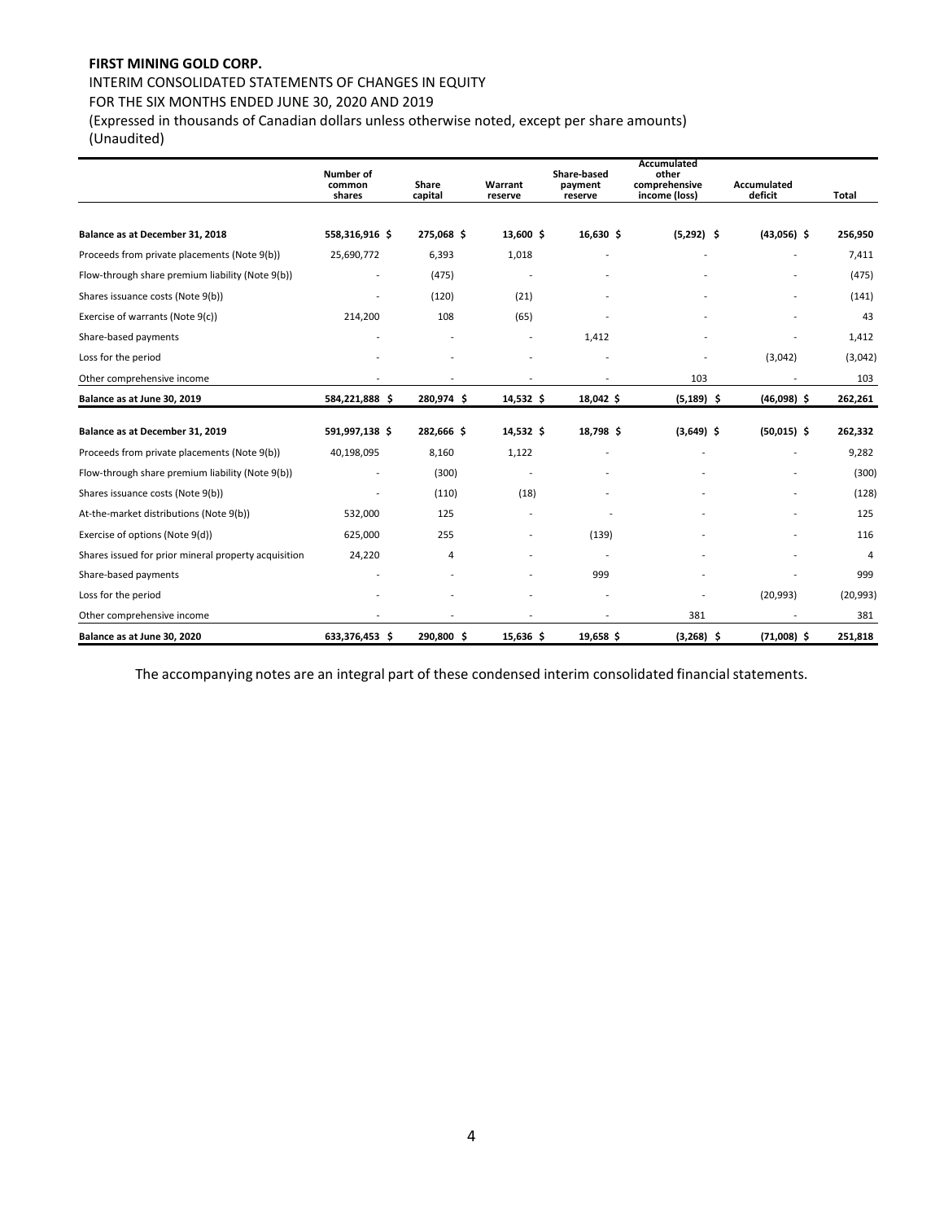**FIRST MINING GOLD CORP.**

INTERIM CONSOLIDATED STATEMENTS OF CHANGES IN EQUITY

FOR THE SIX MONTHS ENDED JUNE 30, 2020 AND 2019

(Expressed in thousands of Canadian dollars unless otherwise noted, except per share amounts)

(Unaudited)

| | Number of common shares | Share capital | Warrant reserve | Share-based payment reserve | Accumulated other comprehensive income (loss) | Accumulated deficit | Total |
|---|---|---|---|---|---|---|---|
| **Balance as at December 31, 2018** | **558,316,916 $** | **275,068 $** | **13,600 $** | **16,630 $** | **(5,292) $** | **(43,056) $** | **256,950** |
| Proceeds from private placements (Note 9(b)) | 25,690,772 | 6,393 | 1,018 | - | - | - | 7,411 |
| Flow-through share premium liability (Note 9(b)) | - | (475) | - | - | - | - | (475) |
| Shares issuance costs (Note 9(b)) | - | (120) | (21) | - | - | - | (141) |
| Exercise of warrants (Note 9(c)) | 214,200 | 108 | (65) | - | - | - | 43 |
| Share-based payments | - | - | - | 1,412 | - | - | 1,412 |
| Loss for the period | - | - | - | - | - | (3,042) | (3,042) |
| Other comprehensive income | - | - | - | - | 103 | - | 103 |
| **Balance as at June 30, 2019** | **584,221,888 $** | **280,974 $** | **14,532 $** | **18,042 $** | **(5,189) $** | **(46,098) $** | **262,261** |
| **Balance as at December 31, 2019** | **591,997,138 $** | **282,666 $** | **14,532 $** | **18,798 $** | **(3,649) $** | **(50,015) $** | **262,332** |
| Proceeds from private placements (Note 9(b)) | 40,198,095 | 8,160 | 1,122 | - | - | - | 9,282 |
| Flow-through share premium liability (Note 9(b)) | - | (300) | - | - | - | - | (300) |
| Shares issuance costs (Note 9(b)) | - | (110) | (18) | - | - | - | (128) |
| At-the-market distributions (Note 9(b)) | 532,000 | 125 | - | - | - | - | 125 |
| Exercise of options (Note 9(d)) | 625,000 | 255 | - | (139) | - | - | 116 |
| Shares issued for prior mineral property acquisition | 24,220 | 4 | - | - | - | - | 4 |
| Share-based payments | - | - | - | 999 | - | - | 999 |
| Loss for the period | - | - | - | - | - | (20,993) | (20,993) |
| Other comprehensive income | - | - | - | - | 381 | - | 381 |
| **Balance as at June 30, 2020** | **633,376,453 $** | **290,800 $** | **15,636 $** | **19,658 $** | **(3,268) $** | **(71,008) $** | **251,818** |

The accompanying notes are an integral part of these condensed interim consolidated financial statements.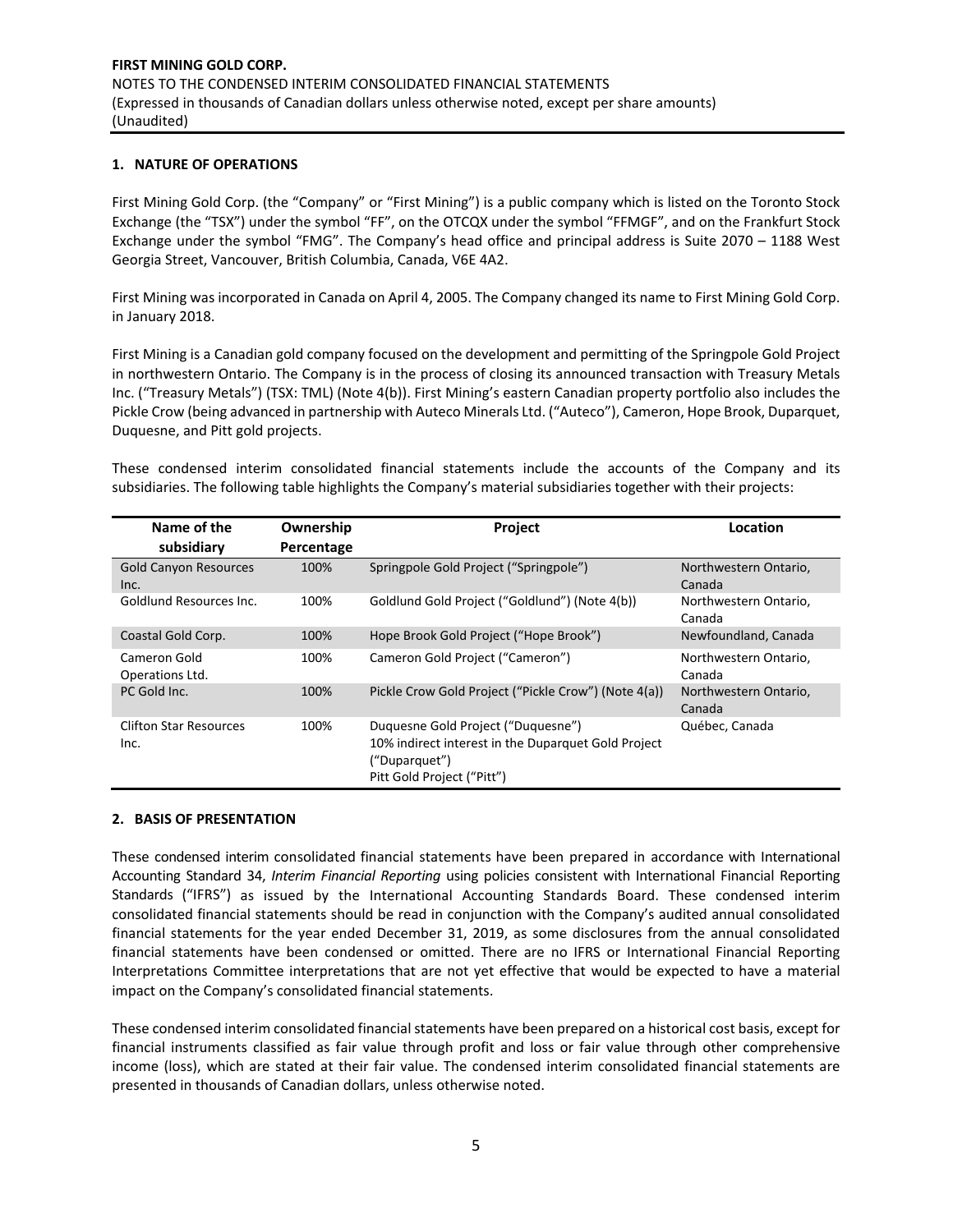## 1. NATURE OF OPERATIONS

First Mining Gold Corp. (the "Company" or "First Mining") is a public company which is listed on the Toronto Stock Exchange (the "TSX") under the symbol "FF", on the OTCQX under the symbol "FFMGF", and on the Frankfurt Stock Exchange under the symbol "FMG". The Company's head office and principal address is Suite 2070 – 1188 West Georgia Street, Vancouver, British Columbia, Canada, V6E 4A2.

First Mining was incorporated in Canada on April 4, 2005. The Company changed its name to First Mining Gold Corp. in January 2018.

First Mining is a Canadian gold company focused on the development and permitting of the Springpole Gold Project in northwestern Ontario. The Company is in the process of closing its announced transaction with Treasury Metals Inc. ("Treasury Metals") (TSX: TML) (Note 4(b)). First Mining's eastern Canadian property portfolio also includes the Pickle Crow (being advanced in partnership with Auteco Minerals Ltd. ("Auteco"), Cameron, Hope Brook, Duparquet, Duquesne, and Pitt gold projects.

These condensed interim consolidated financial statements include the accounts of the Company and its subsidiaries. The following table highlights the Company's material subsidiaries together with their projects:

| Name of the subsidiary | Ownership Percentage | Project | Location |
|---|---|---|---|
| Gold Canyon Resources Inc. | 100% | Springpole Gold Project ("Springpole") | Northwestern Ontario, Canada |
| Goldlund Resources Inc. | 100% | Goldlund Gold Project ("Goldlund") (Note 4(b)) | Northwestern Ontario, Canada |
| Coastal Gold Corp. | 100% | Hope Brook Gold Project ("Hope Brook") | Newfoundland, Canada |
| Cameron Gold Operations Ltd. | 100% | Cameron Gold Project ("Cameron") | Northwestern Ontario, Canada |
| PC Gold Inc. | 100% | Pickle Crow Gold Project ("Pickle Crow") (Note 4(a)) | Northwestern Ontario, Canada |
| Clifton Star Resources Inc. | 100% | Duquesne Gold Project ("Duquesne")<br>10% indirect interest in the Duparquet Gold Project ("Duparquet")<br>Pitt Gold Project ("Pitt") | Québec, Canada |

## 2. BASIS OF PRESENTATION

These condensed interim consolidated financial statements have been prepared in accordance with International Accounting Standard 34, *Interim Financial Reporting* using policies consistent with International Financial Reporting Standards ("IFRS") as issued by the International Accounting Standards Board. These condensed interim consolidated financial statements should be read in conjunction with the Company's audited annual consolidated financial statements for the year ended December 31, 2019, as some disclosures from the annual consolidated financial statements have been condensed or omitted. There are no IFRS or International Financial Reporting Interpretations Committee interpretations that are not yet effective that would be expected to have a material impact on the Company's consolidated financial statements.

These condensed interim consolidated financial statements have been prepared on a historical cost basis, except for financial instruments classified as fair value through profit and loss or fair value through other comprehensive income (loss), which are stated at their fair value. The condensed interim consolidated financial statements are presented in thousands of Canadian dollars, unless otherwise noted.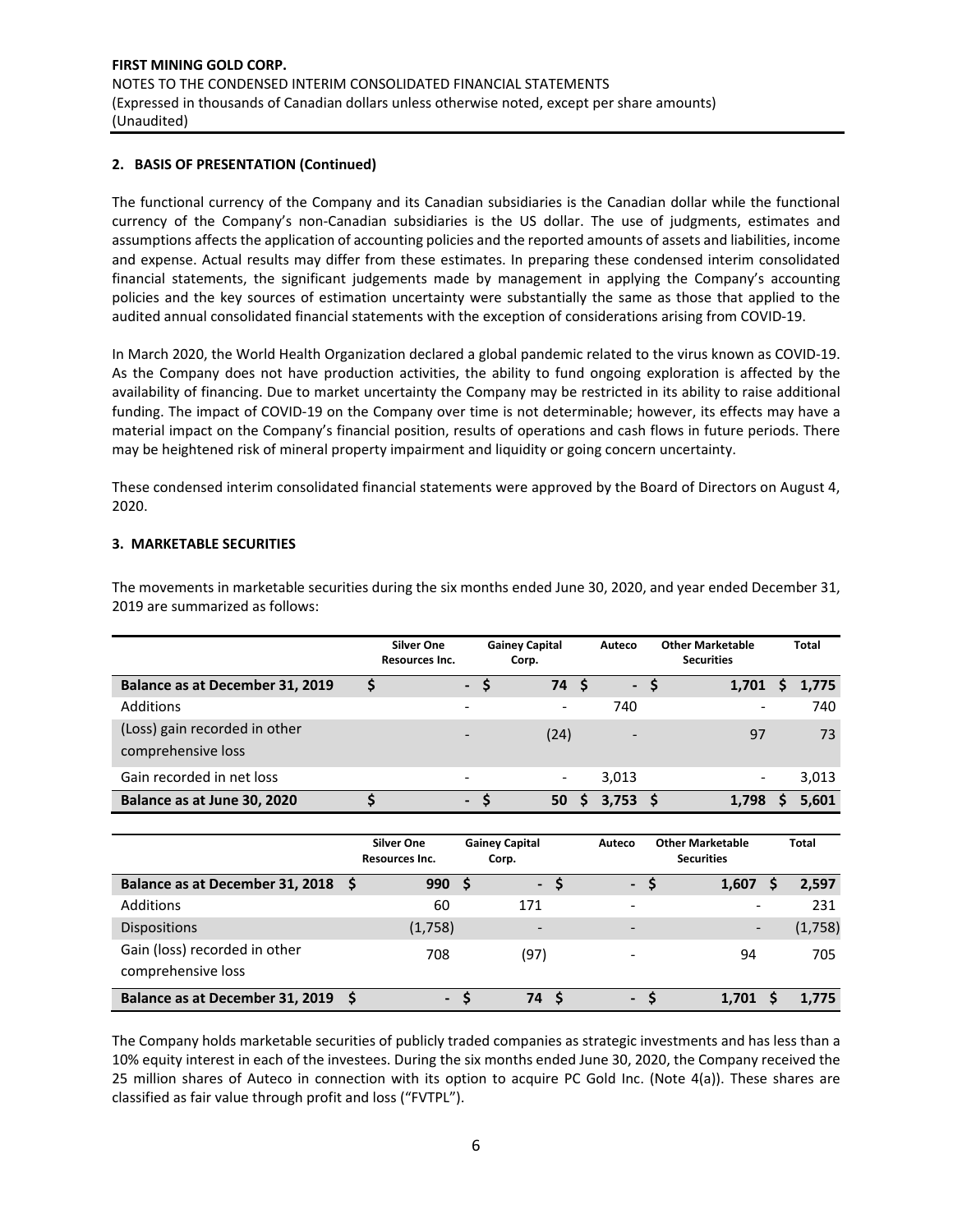## 2. BASIS OF PRESENTATION (Continued)

The functional currency of the Company and its Canadian subsidiaries is the Canadian dollar while the functional currency of the Company's non-Canadian subsidiaries is the US dollar. The use of judgments, estimates and assumptions affects the application of accounting policies and the reported amounts of assets and liabilities, income and expense. Actual results may differ from these estimates. In preparing these condensed interim consolidated financial statements, the significant judgements made by management in applying the Company's accounting policies and the key sources of estimation uncertainty were substantially the same as those that applied to the audited annual consolidated financial statements with the exception of considerations arising from COVID-19.

In March 2020, the World Health Organization declared a global pandemic related to the virus known as COVID-19. As the Company does not have production activities, the ability to fund ongoing exploration is affected by the availability of financing. Due to market uncertainty the Company may be restricted in its ability to raise additional funding. The impact of COVID-19 on the Company over time is not determinable; however, its effects may have a material impact on the Company's financial position, results of operations and cash flows in future periods. There may be heightened risk of mineral property impairment and liquidity or going concern uncertainty.

These condensed interim consolidated financial statements were approved by the Board of Directors on August 4, 2020.

## 3. MARKETABLE SECURITIES

The movements in marketable securities during the six months ended June 30, 2020, and year ended December 31, 2019 are summarized as follows:

| | Silver One Resources Inc. | Gainey Capital Corp. | Auteco | Other Marketable Securities | Total |
|---|---|---|---|---|---|
| **Balance as at December 31, 2019** | **$ -** | **$ 74** | **$ -** | **$ 1,701** | **$ 1,775** |
| Additions | - | - | 740 | - | 740 |
| (Loss) gain recorded in other comprehensive loss | - | (24) | - | 97 | 73 |
| Gain recorded in net loss | - | - | 3,013 | - | 3,013 |
| **Balance as at June 30, 2020** | **$ -** | **$ 50** | **$ 3,753** | **$ 1,798** | **$ 5,601** |

| | Silver One Resources Inc. | Gainey Capital Corp. | Auteco | Other Marketable Securities | Total |
|---|---|---|---|---|---|
| **Balance as at December 31, 2018** | **$ 990** | **$ -** | **$ -** | **$ 1,607** | **$ 2,597** |
| Additions | 60 | 171 | - | - | 231 |
| Dispositions | (1,758) | - | - | - | (1,758) |
| Gain (loss) recorded in other comprehensive loss | 708 | (97) | - | 94 | 705 |
| **Balance as at December 31, 2019** | **$ -** | **$ 74** | **$ -** | **$ 1,701** | **$ 1,775** |

The Company holds marketable securities of publicly traded companies as strategic investments and has less than a 10% equity interest in each of the investees. During the six months ended June 30, 2020, the Company received the 25 million shares of Auteco in connection with its option to acquire PC Gold Inc. (Note 4(a)). These shares are classified as fair value through profit and loss ("FVTPL").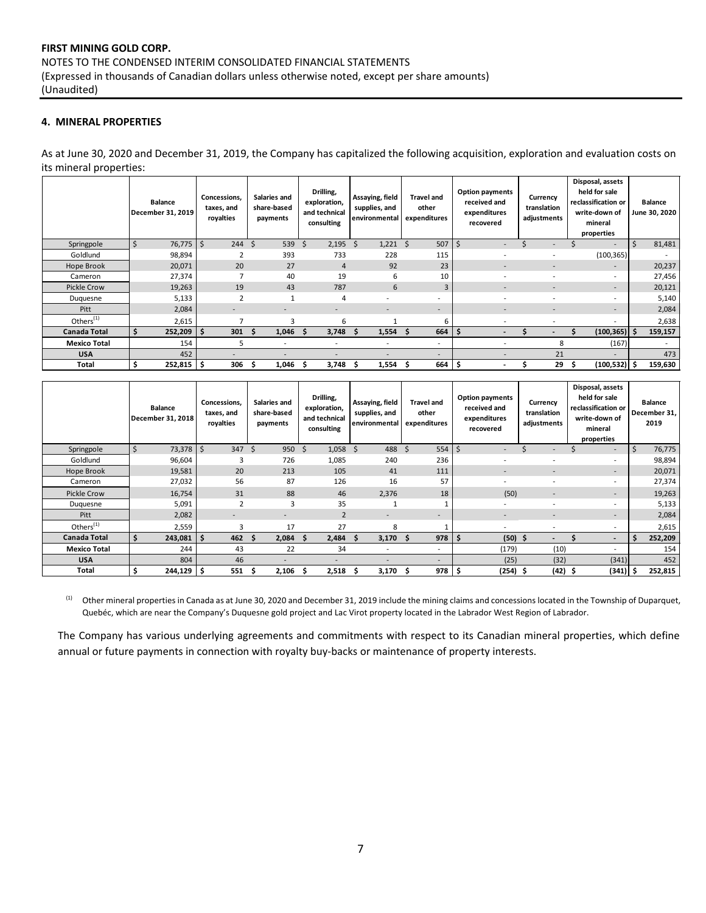**FIRST MINING GOLD CORP.**
NOTES TO THE CONDENSED INTERIM CONSOLIDATED FINANCIAL STATEMENTS
(Expressed in thousands of Canadian dollars unless otherwise noted, except per share amounts)
(Unaudited)

## 4. MINERAL PROPERTIES

As at June 30, 2020 and December 31, 2019, the Company has capitalized the following acquisition, exploration and evaluation costs on its mineral properties:

| | Balance December 31, 2019 | Concessions, taxes, and royalties | Salaries and share-based payments | Drilling, exploration, and technical consulting | Assaying, field supplies, and environmental | Travel and other expenditures | Option payments received and expenditures recovered | Currency translation adjustments | Disposal, assets held for sale reclassification or write-down of mineral properties | Balance June 30, 2020 |
|---|---|---|---|---|---|---|---|---|---|---|
| Springpole | $ 76,775 | $ 244 | $ 539 | $ 2,195 | $ 1,221 | $ 507 | $ - | $ - | $ - | $ 81,481 |
| Goldlund | 98,894 | 2 | 393 | 733 | 228 | 115 | - | - | (100,365) | - |
| Hope Brook | 20,071 | 20 | 27 | 4 | 92 | 23 | - | - | - | 20,237 |
| Cameron | 27,374 | 7 | 40 | 19 | 6 | 10 | - | - | - | 27,456 |
| Pickle Crow | 19,263 | 19 | 43 | 787 | 6 | 3 | - | - | - | 20,121 |
| Duquesne | 5,133 | 2 | 1 | 4 | - | - | - | - | - | 5,140 |
| Pitt | 2,084 | - | - | - | - | - | - | - | - | 2,084 |
| Others[(1)] | 2,615 | 7 | 3 | 6 | 1 | 6 | - | - | - | 2,638 |
| **Canada Total** | **$ 252,209** | **$ 301** | **$ 1,046** | **$ 3,748** | **$ 1,554** | **$ 664** | **$ -** | **$ -** | **$ (100,365)** | **$ 159,157** |
| **Mexico Total** | 154 | 5 | - | - | - | - | - | 8 | (167) | - |
| **USA** | 452 | - | - | - | - | - | - | 21 | - | 473 |
| **Total** | **$ 252,815** | **$ 306** | **$ 1,046** | **$ 3,748** | **$ 1,554** | **$ 664** | **$ -** | **$ 29** | **$ (100,532)** | **$ 159,630** |

| | Balance December 31, 2018 | Concessions, taxes, and royalties | Salaries and share-based payments | Drilling, exploration, and technical consulting | Assaying, field supplies, and environmental | Travel and other expenditures | Option payments received and expenditures recovered | Currency translation adjustments | Disposal, assets held for sale reclassification or write-down of mineral properties | Balance December 31, 2019 |
|---|---|---|---|---|---|---|---|---|---|---|
| Springpole | $ 73,378 | $ 347 | $ 950 | $ 1,058 | $ 488 | $ 554 | $ - | $ - | $ - | $ 76,775 |
| Goldlund | 96,604 | 3 | 726 | 1,085 | 240 | 236 | - | - | - | 98,894 |
| Hope Brook | 19,581 | 20 | 213 | 105 | 41 | 111 | - | - | - | 20,071 |
| Cameron | 27,032 | 56 | 87 | 126 | 16 | 57 | - | - | - | 27,374 |
| Pickle Crow | 16,754 | 31 | 88 | 46 | 2,376 | 18 | (50) | - | - | 19,263 |
| Duquesne | 5,091 | 2 | 3 | 35 | 1 | 1 | - | - | - | 5,133 |
| Pitt | 2,082 | - | - | 2 | - | - | - | - | - | 2,084 |
| Others[(1)] | 2,559 | 3 | 17 | 27 | 8 | 1 | - | - | - | 2,615 |
| **Canada Total** | **$ 243,081** | **$ 462** | **$ 2,084** | **$ 2,484** | **$ 3,170** | **$ 978** | **$ (50)** | **$ -** | **$ -** | **$ 252,209** |
| **Mexico Total** | 244 | 43 | 22 | 34 | - | - | (179) | (10) | - | 154 |
| **USA** | 804 | 46 | - | - | - | - | (25) | (32) | (341) | 452 |
| **Total** | **$ 244,129** | **$ 551** | **$ 2,106** | **$ 2,518** | **$ 3,170** | **$ 978** | **$ (254)** | **$ (42)** | **$ (341)** | **$ 252,815** |

[(1)] Other mineral properties in Canada as at June 30, 2020 and December 31, 2019 include the mining claims and concessions located in the Township of Duparquet, Quebéc, which are near the Company's Duquesne gold project and Lac Virot property located in the Labrador West Region of Labrador.

The Company has various underlying agreements and commitments with respect to its Canadian mineral properties, which define annual or future payments in connection with royalty buy-backs or maintenance of property interests.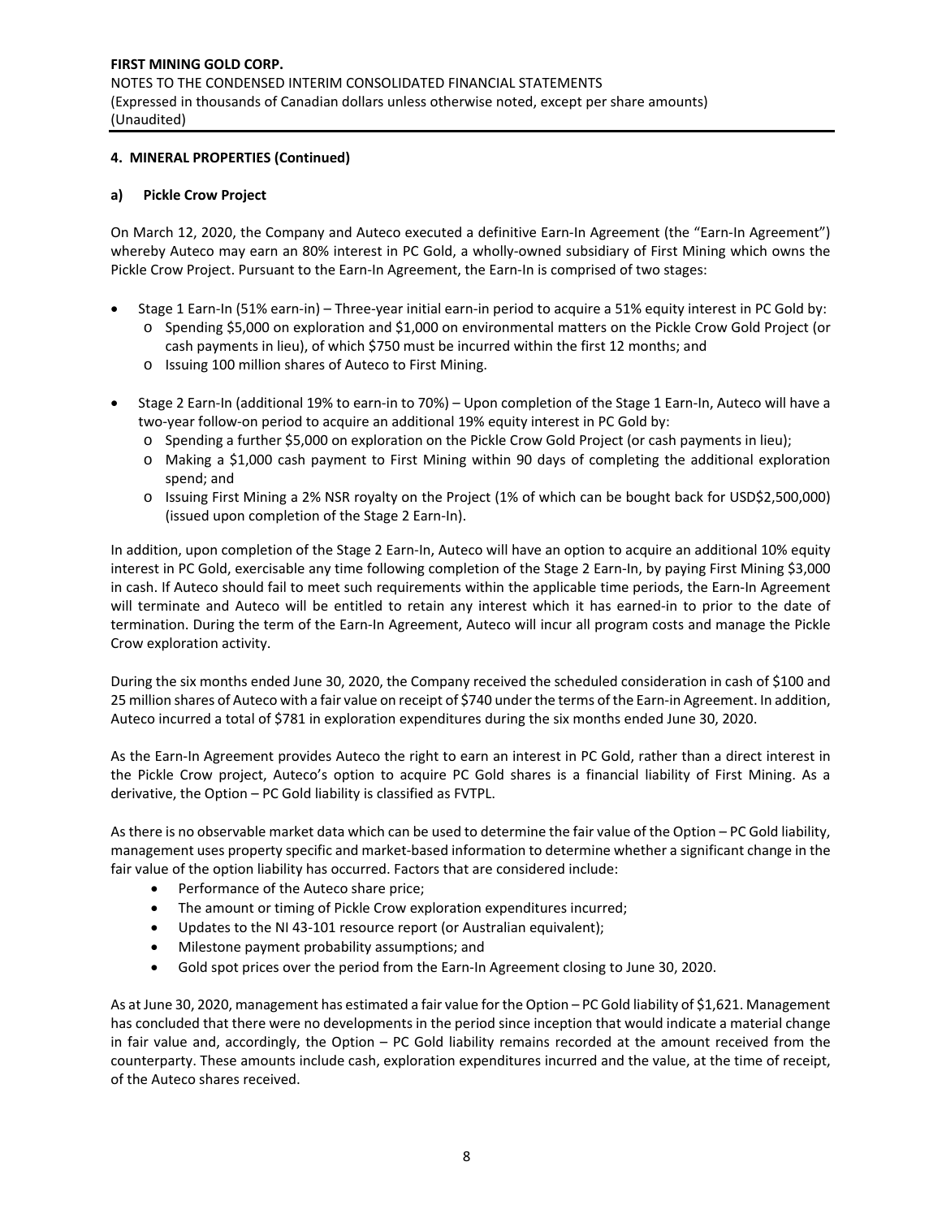## 4. MINERAL PROPERTIES (Continued)

### a) Pickle Crow Project

On March 12, 2020, the Company and Auteco executed a definitive Earn-In Agreement (the "Earn-In Agreement") whereby Auteco may earn an 80% interest in PC Gold, a wholly-owned subsidiary of First Mining which owns the Pickle Crow Project. Pursuant to the Earn-In Agreement, the Earn-In is comprised of two stages:

- Stage 1 Earn-In (51% earn-in) – Three-year initial earn-in period to acquire a 51% equity interest in PC Gold by:
  - Spending $5,000 on exploration and $1,000 on environmental matters on the Pickle Crow Gold Project (or cash payments in lieu), of which $750 must be incurred within the first 12 months; and
  - Issuing 100 million shares of Auteco to First Mining.
- Stage 2 Earn-In (additional 19% to earn-in to 70%) – Upon completion of the Stage 1 Earn-In, Auteco will have a two-year follow-on period to acquire an additional 19% equity interest in PC Gold by:
  - Spending a further $5,000 on exploration on the Pickle Crow Gold Project (or cash payments in lieu);
  - Making a $1,000 cash payment to First Mining within 90 days of completing the additional exploration spend; and
  - Issuing First Mining a 2% NSR royalty on the Project (1% of which can be bought back for USD$2,500,000) (issued upon completion of the Stage 2 Earn-In).

In addition, upon completion of the Stage 2 Earn-In, Auteco will have an option to acquire an additional 10% equity interest in PC Gold, exercisable any time following completion of the Stage 2 Earn-In, by paying First Mining $3,000 in cash. If Auteco should fail to meet such requirements within the applicable time periods, the Earn-In Agreement will terminate and Auteco will be entitled to retain any interest which it has earned-in to prior to the date of termination. During the term of the Earn-In Agreement, Auteco will incur all program costs and manage the Pickle Crow exploration activity.

During the six months ended June 30, 2020, the Company received the scheduled consideration in cash of $100 and 25 million shares of Auteco with a fair value on receipt of $740 under the terms of the Earn-in Agreement. In addition, Auteco incurred a total of $781 in exploration expenditures during the six months ended June 30, 2020.

As the Earn-In Agreement provides Auteco the right to earn an interest in PC Gold, rather than a direct interest in the Pickle Crow project, Auteco's option to acquire PC Gold shares is a financial liability of First Mining. As a derivative, the Option – PC Gold liability is classified as FVTPL.

As there is no observable market data which can be used to determine the fair value of the Option – PC Gold liability, management uses property specific and market-based information to determine whether a significant change in the fair value of the option liability has occurred. Factors that are considered include:

- Performance of the Auteco share price;
- The amount or timing of Pickle Crow exploration expenditures incurred;
- Updates to the NI 43-101 resource report (or Australian equivalent);
- Milestone payment probability assumptions; and
- Gold spot prices over the period from the Earn-In Agreement closing to June 30, 2020.

As at June 30, 2020, management has estimated a fair value for the Option – PC Gold liability of $1,621. Management has concluded that there were no developments in the period since inception that would indicate a material change in fair value and, accordingly, the Option – PC Gold liability remains recorded at the amount received from the counterparty. These amounts include cash, exploration expenditures incurred and the value, at the time of receipt, of the Auteco shares received.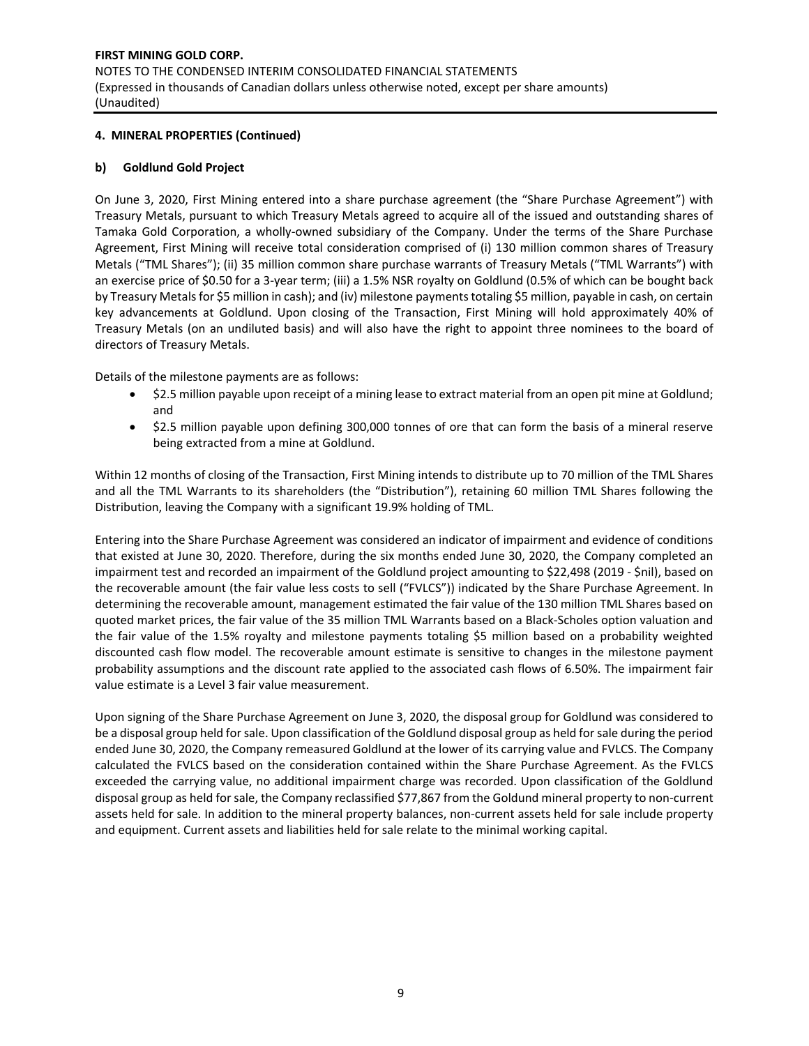## 4. MINERAL PROPERTIES (Continued)

### b) Goldlund Gold Project

On June 3, 2020, First Mining entered into a share purchase agreement (the "Share Purchase Agreement") with Treasury Metals, pursuant to which Treasury Metals agreed to acquire all of the issued and outstanding shares of Tamaka Gold Corporation, a wholly-owned subsidiary of the Company. Under the terms of the Share Purchase Agreement, First Mining will receive total consideration comprised of (i) 130 million common shares of Treasury Metals ("TML Shares"); (ii) 35 million common share purchase warrants of Treasury Metals ("TML Warrants") with an exercise price of $0.50 for a 3-year term; (iii) a 1.5% NSR royalty on Goldlund (0.5% of which can be bought back by Treasury Metals for $5 million in cash); and (iv) milestone payments totaling $5 million, payable in cash, on certain key advancements at Goldlund. Upon closing of the Transaction, First Mining will hold approximately 40% of Treasury Metals (on an undiluted basis) and will also have the right to appoint three nominees to the board of directors of Treasury Metals.

Details of the milestone payments are as follows:

- $2.5 million payable upon receipt of a mining lease to extract material from an open pit mine at Goldlund; and
- $2.5 million payable upon defining 300,000 tonnes of ore that can form the basis of a mineral reserve being extracted from a mine at Goldlund.

Within 12 months of closing of the Transaction, First Mining intends to distribute up to 70 million of the TML Shares and all the TML Warrants to its shareholders (the "Distribution"), retaining 60 million TML Shares following the Distribution, leaving the Company with a significant 19.9% holding of TML.

Entering into the Share Purchase Agreement was considered an indicator of impairment and evidence of conditions that existed at June 30, 2020. Therefore, during the six months ended June 30, 2020, the Company completed an impairment test and recorded an impairment of the Goldlund project amounting to $22,498 (2019 - $nil), based on the recoverable amount (the fair value less costs to sell ("FVLCS")) indicated by the Share Purchase Agreement. In determining the recoverable amount, management estimated the fair value of the 130 million TML Shares based on quoted market prices, the fair value of the 35 million TML Warrants based on a Black-Scholes option valuation and the fair value of the 1.5% royalty and milestone payments totaling $5 million based on a probability weighted discounted cash flow model. The recoverable amount estimate is sensitive to changes in the milestone payment probability assumptions and the discount rate applied to the associated cash flows of 6.50%. The impairment fair value estimate is a Level 3 fair value measurement.

Upon signing of the Share Purchase Agreement on June 3, 2020, the disposal group for Goldlund was considered to be a disposal group held for sale. Upon classification of the Goldlund disposal group as held for sale during the period ended June 30, 2020, the Company remeasured Goldlund at the lower of its carrying value and FVLCS. The Company calculated the FVLCS based on the consideration contained within the Share Purchase Agreement. As the FVLCS exceeded the carrying value, no additional impairment charge was recorded. Upon classification of the Goldlund disposal group as held for sale, the Company reclassified $77,867 from the Goldund mineral property to non-current assets held for sale. In addition to the mineral property balances, non-current assets held for sale include property and equipment. Current assets and liabilities held for sale relate to the minimal working capital.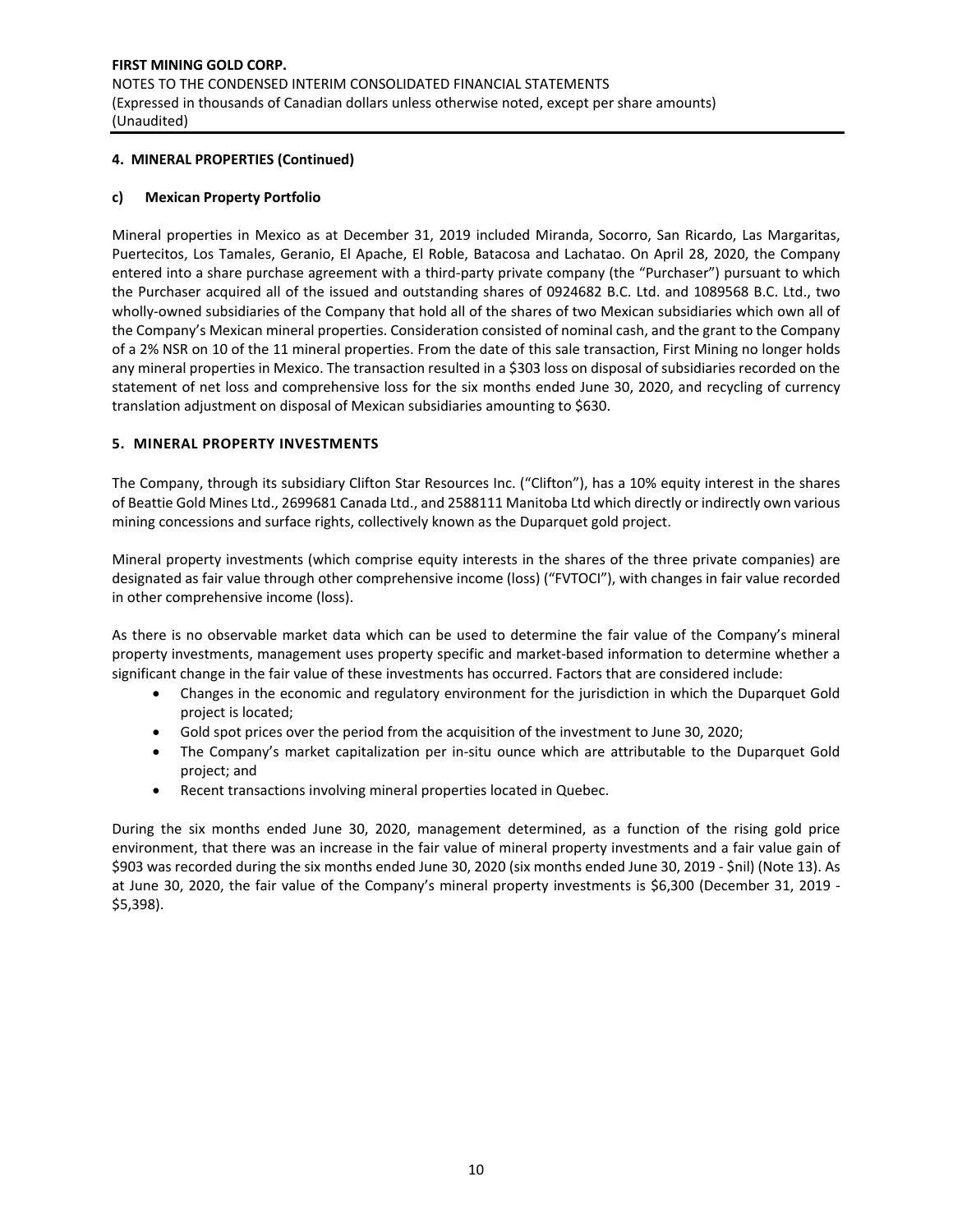## 4. MINERAL PROPERTIES (Continued)

### c) Mexican Property Portfolio

Mineral properties in Mexico as at December 31, 2019 included Miranda, Socorro, San Ricardo, Las Margaritas, Puertecitos, Los Tamales, Geranio, El Apache, El Roble, Batacosa and Lachatao. On April 28, 2020, the Company entered into a share purchase agreement with a third-party private company (the "Purchaser") pursuant to which the Purchaser acquired all of the issued and outstanding shares of 0924682 B.C. Ltd. and 1089568 B.C. Ltd., two wholly-owned subsidiaries of the Company that hold all of the shares of two Mexican subsidiaries which own all of the Company's Mexican mineral properties. Consideration consisted of nominal cash, and the grant to the Company of a 2% NSR on 10 of the 11 mineral properties. From the date of this sale transaction, First Mining no longer holds any mineral properties in Mexico. The transaction resulted in a $303 loss on disposal of subsidiaries recorded on the statement of net loss and comprehensive loss for the six months ended June 30, 2020, and recycling of currency translation adjustment on disposal of Mexican subsidiaries amounting to $630.

## 5. MINERAL PROPERTY INVESTMENTS

The Company, through its subsidiary Clifton Star Resources Inc. ("Clifton"), has a 10% equity interest in the shares of Beattie Gold Mines Ltd., 2699681 Canada Ltd., and 2588111 Manitoba Ltd which directly or indirectly own various mining concessions and surface rights, collectively known as the Duparquet gold project.

Mineral property investments (which comprise equity interests in the shares of the three private companies) are designated as fair value through other comprehensive income (loss) ("FVTOCI"), with changes in fair value recorded in other comprehensive income (loss).

As there is no observable market data which can be used to determine the fair value of the Company's mineral property investments, management uses property specific and market-based information to determine whether a significant change in the fair value of these investments has occurred. Factors that are considered include:

- Changes in the economic and regulatory environment for the jurisdiction in which the Duparquet Gold project is located;
- Gold spot prices over the period from the acquisition of the investment to June 30, 2020;
- The Company's market capitalization per in-situ ounce which are attributable to the Duparquet Gold project; and
- Recent transactions involving mineral properties located in Quebec.

During the six months ended June 30, 2020, management determined, as a function of the rising gold price environment, that there was an increase in the fair value of mineral property investments and a fair value gain of $903 was recorded during the six months ended June 30, 2020 (six months ended June 30, 2019 - $nil) (Note 13). As at June 30, 2020, the fair value of the Company's mineral property investments is $6,300 (December 31, 2019 - $5,398).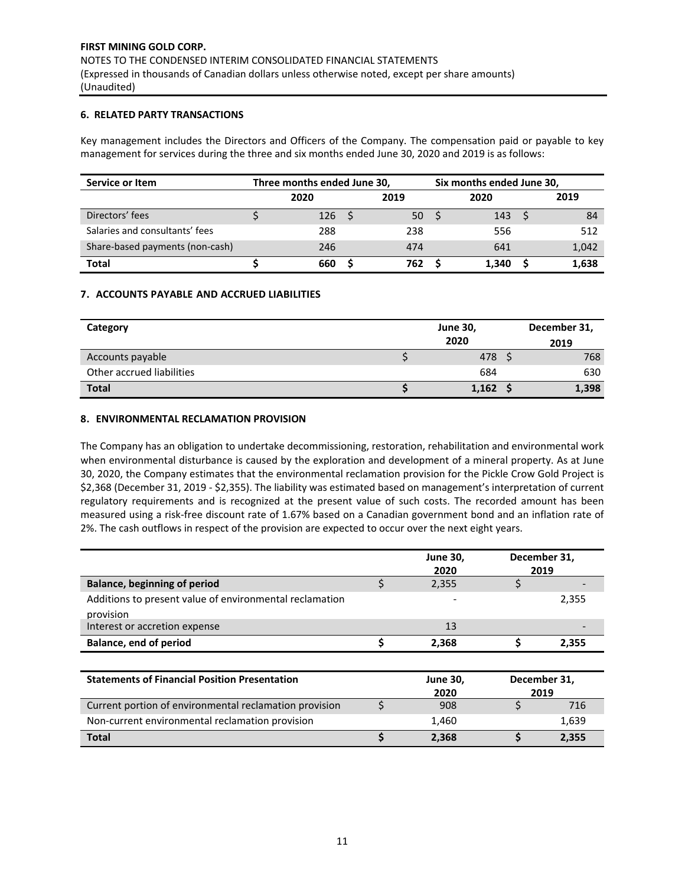## 6. RELATED PARTY TRANSACTIONS

Key management includes the Directors and Officers of the Company. The compensation paid or payable to key management for services during the three and six months ended June 30, 2020 and 2019 is as follows:

| Service or Item | Three months ended June 30, | | Six months ended June 30, | |
|---|---|---|---|---|
| | 2020 | 2019 | 2020 | 2019 |
| Directors' fees | $ 126 | $ 50 | $ 143 | $ 84 |
| Salaries and consultants' fees | 288 | 238 | 556 | 512 |
| Share-based payments (non-cash) | 246 | 474 | 641 | 1,042 |
| **Total** | **$ 660** | **$ 762** | **$ 1,340** | **$ 1,638** |

## 7. ACCOUNTS PAYABLE AND ACCRUED LIABILITIES

| Category | June 30, 2020 | December 31, 2019 |
|---|---|---|
| Accounts payable | $ 478 | $ 768 |
| Other accrued liabilities | 684 | 630 |
| **Total** | **$ 1,162** | **$ 1,398** |

## 8. ENVIRONMENTAL RECLAMATION PROVISION

The Company has an obligation to undertake decommissioning, restoration, rehabilitation and environmental work when environmental disturbance is caused by the exploration and development of a mineral property. As at June 30, 2020, the Company estimates that the environmental reclamation provision for the Pickle Crow Gold Project is $2,368 (December 31, 2019 - $2,355). The liability was estimated based on management's interpretation of current regulatory requirements and is recognized at the present value of such costs. The recorded amount has been measured using a risk-free discount rate of 1.67% based on a Canadian government bond and an inflation rate of 2%. The cash outflows in respect of the provision are expected to occur over the next eight years.

| | June 30, 2020 | December 31, 2019 |
|---|---|---|
| **Balance, beginning of period** | $ 2,355 | $ - |
| Additions to present value of environmental reclamation provision | - | 2,355 |
| Interest or accretion expense | 13 | - |
| **Balance, end of period** | **$ 2,368** | **$ 2,355** |

| Statements of Financial Position Presentation | June 30, 2020 | December 31, 2019 |
|---|---|---|
| Current portion of environmental reclamation provision | $ 908 | $ 716 |
| Non-current environmental reclamation provision | 1,460 | 1,639 |
| **Total** | **$ 2,368** | **$ 2,355** |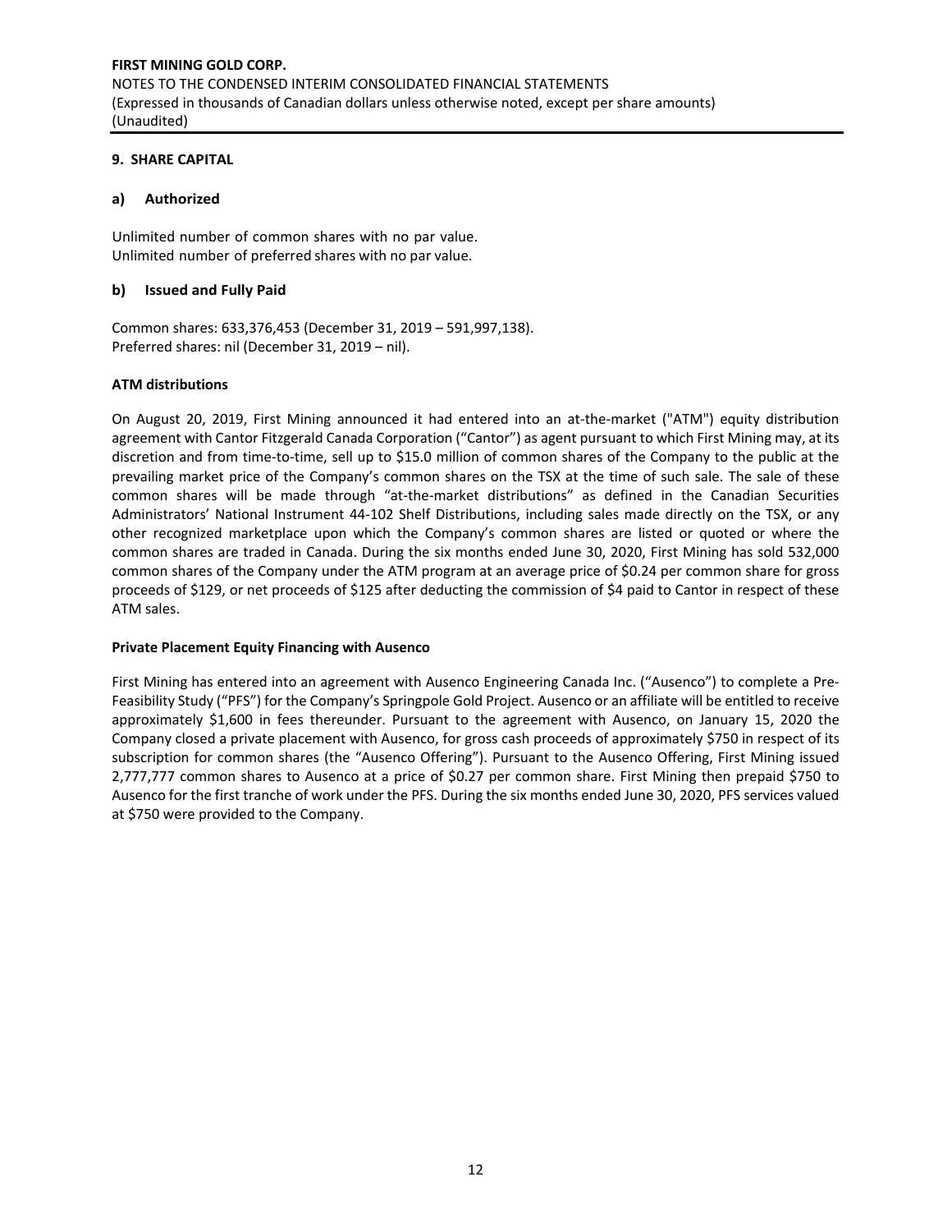## 9. SHARE CAPITAL

### a) Authorized

Unlimited number of common shares with no par value.
Unlimited number of preferred shares with no par value.

### b) Issued and Fully Paid

Common shares: 633,376,453 (December 31, 2019 – 591,997,138).
Preferred shares: nil (December 31, 2019 – nil).

**ATM distributions**

On August 20, 2019, First Mining announced it had entered into an at-the-market ("ATM") equity distribution agreement with Cantor Fitzgerald Canada Corporation ("Cantor") as agent pursuant to which First Mining may, at its discretion and from time-to-time, sell up to \$15.0 million of common shares of the Company to the public at the prevailing market price of the Company's common shares on the TSX at the time of such sale. The sale of these common shares will be made through "at-the-market distributions" as defined in the Canadian Securities Administrators' National Instrument 44-102 Shelf Distributions, including sales made directly on the TSX, or any other recognized marketplace upon which the Company's common shares are listed or quoted or where the common shares are traded in Canada. During the six months ended June 30, 2020, First Mining has sold 532,000 common shares of the Company under the ATM program at an average price of \$0.24 per common share for gross proceeds of \$129, or net proceeds of \$125 after deducting the commission of \$4 paid to Cantor in respect of these ATM sales.

**Private Placement Equity Financing with Ausenco**

First Mining has entered into an agreement with Ausenco Engineering Canada Inc. ("Ausenco") to complete a Pre-Feasibility Study ("PFS") for the Company's Springpole Gold Project. Ausenco or an affiliate will be entitled to receive approximately \$1,600 in fees thereunder. Pursuant to the agreement with Ausenco, on January 15, 2020 the Company closed a private placement with Ausenco, for gross cash proceeds of approximately \$750 in respect of its subscription for common shares (the "Ausenco Offering"). Pursuant to the Ausenco Offering, First Mining issued 2,777,777 common shares to Ausenco at a price of \$0.27 per common share. First Mining then prepaid \$750 to Ausenco for the first tranche of work under the PFS. During the six months ended June 30, 2020, PFS services valued at \$750 were provided to the Company.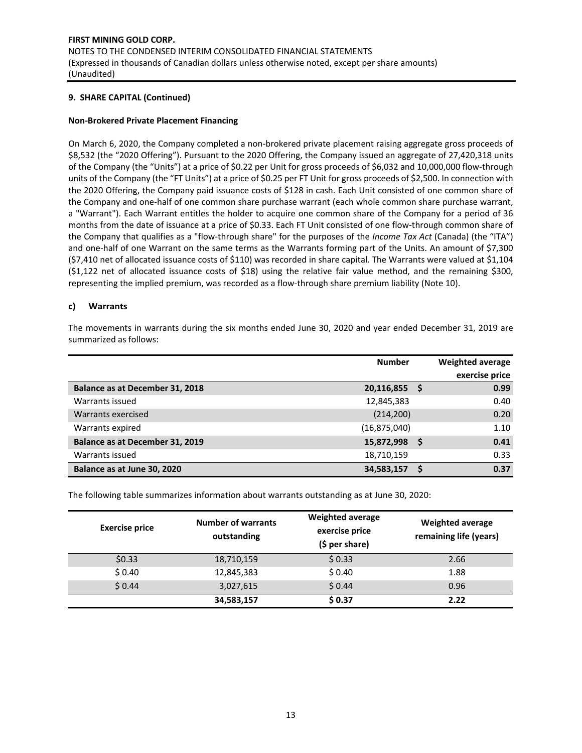**9. SHARE CAPITAL (Continued)**

**Non-Brokered Private Placement Financing**

On March 6, 2020, the Company completed a non-brokered private placement raising aggregate gross proceeds of $8,532 (the "2020 Offering"). Pursuant to the 2020 Offering, the Company issued an aggregate of 27,420,318 units of the Company (the "Units") at a price of $0.22 per Unit for gross proceeds of $6,032 and 10,000,000 flow-through units of the Company (the "FT Units") at a price of $0.25 per FT Unit for gross proceeds of $2,500. In connection with the 2020 Offering, the Company paid issuance costs of $128 in cash. Each Unit consisted of one common share of the Company and one-half of one common share purchase warrant (each whole common share purchase warrant, a "Warrant"). Each Warrant entitles the holder to acquire one common share of the Company for a period of 36 months from the date of issuance at a price of $0.33. Each FT Unit consisted of one flow-through common share of the Company that qualifies as a "flow-through share" for the purposes of the *Income Tax Act* (Canada) (the "ITA") and one-half of one Warrant on the same terms as the Warrants forming part of the Units. An amount of $7,300 ($7,410 net of allocated issuance costs of $110) was recorded in share capital. The Warrants were valued at $1,104 ($1,122 net of allocated issuance costs of $18) using the relative fair value method, and the remaining $300, representing the implied premium, was recorded as a flow-through share premium liability (Note 10).

**c) Warrants**

The movements in warrants during the six months ended June 30, 2020 and year ended December 31, 2019 are summarized as follows:

| | Number | Weighted average exercise price |
|---|---|---|
| **Balance as at December 31, 2018** | **20,116,855** | **$ 0.99** |
| Warrants issued | 12,845,383 | 0.40 |
| Warrants exercised | (214,200) | 0.20 |
| Warrants expired | (16,875,040) | 1.10 |
| **Balance as at December 31, 2019** | **15,872,998** | **$ 0.41** |
| Warrants issued | 18,710,159 | 0.33 |
| **Balance as at June 30, 2020** | **34,583,157** | **$ 0.37** |

The following table summarizes information about warrants outstanding as at June 30, 2020:

| Exercise price | Number of warrants outstanding | Weighted average exercise price ($ per share) | Weighted average remaining life (years) |
|---|---|---|---|
| $0.33 | 18,710,159 | $ 0.33 | 2.66 |
| $ 0.40 | 12,845,383 | $ 0.40 | 1.88 |
| $ 0.44 | 3,027,615 | $ 0.44 | 0.96 |
| | **34,583,157** | **$ 0.37** | **2.22** |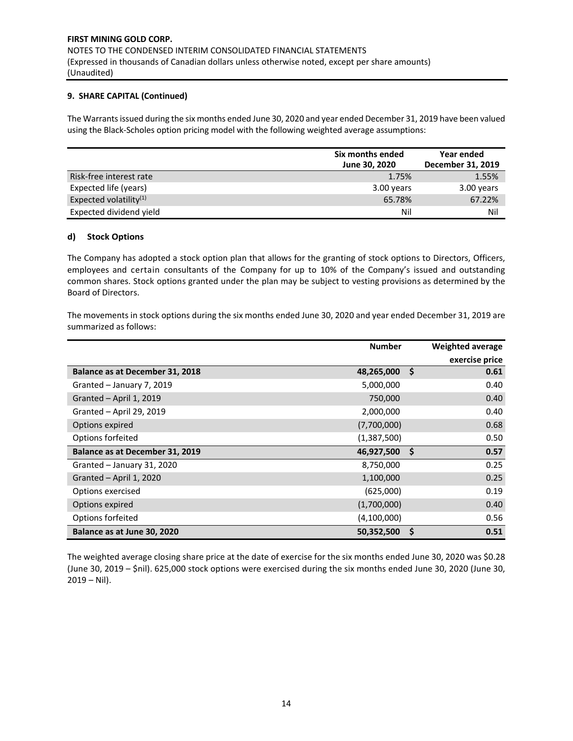## 9. SHARE CAPITAL (Continued)

The Warrants issued during the six months ended June 30, 2020 and year ended December 31, 2019 have been valued using the Black-Scholes option pricing model with the following weighted average assumptions:

| | Six months ended June 30, 2020 | Year ended December 31, 2019 |
|---|---|---|
| Risk-free interest rate | 1.75% | 1.55% |
| Expected life (years) | 3.00 years | 3.00 years |
| Expected volatility[1] | 65.78% | 67.22% |
| Expected dividend yield | Nil | Nil |

### d) Stock Options

The Company has adopted a stock option plan that allows for the granting of stock options to Directors, Officers, employees and certain consultants of the Company for up to 10% of the Company's issued and outstanding common shares. Stock options granted under the plan may be subject to vesting provisions as determined by the Board of Directors.

The movements in stock options during the six months ended June 30, 2020 and year ended December 31, 2019 are summarized as follows:

| | Number | Weighted average exercise price |
|---|---|---|
| **Balance as at December 31, 2018** | **48,265,000** | **$ 0.61** |
| Granted – January 7, 2019 | 5,000,000 | 0.40 |
| Granted – April 1, 2019 | 750,000 | 0.40 |
| Granted – April 29, 2019 | 2,000,000 | 0.40 |
| Options expired | (7,700,000) | 0.68 |
| Options forfeited | (1,387,500) | 0.50 |
| **Balance as at December 31, 2019** | **46,927,500** | **$ 0.57** |
| Granted – January 31, 2020 | 8,750,000 | 0.25 |
| Granted – April 1, 2020 | 1,100,000 | 0.25 |
| Options exercised | (625,000) | 0.19 |
| Options expired | (1,700,000) | 0.40 |
| Options forfeited | (4,100,000) | 0.56 |
| **Balance as at June 30, 2020** | **50,352,500** | **$ 0.51** |

The weighted average closing share price at the date of exercise for the six months ended June 30, 2020 was $0.28 (June 30, 2019 – $nil). 625,000 stock options were exercised during the six months ended June 30, 2020 (June 30, 2019 – Nil).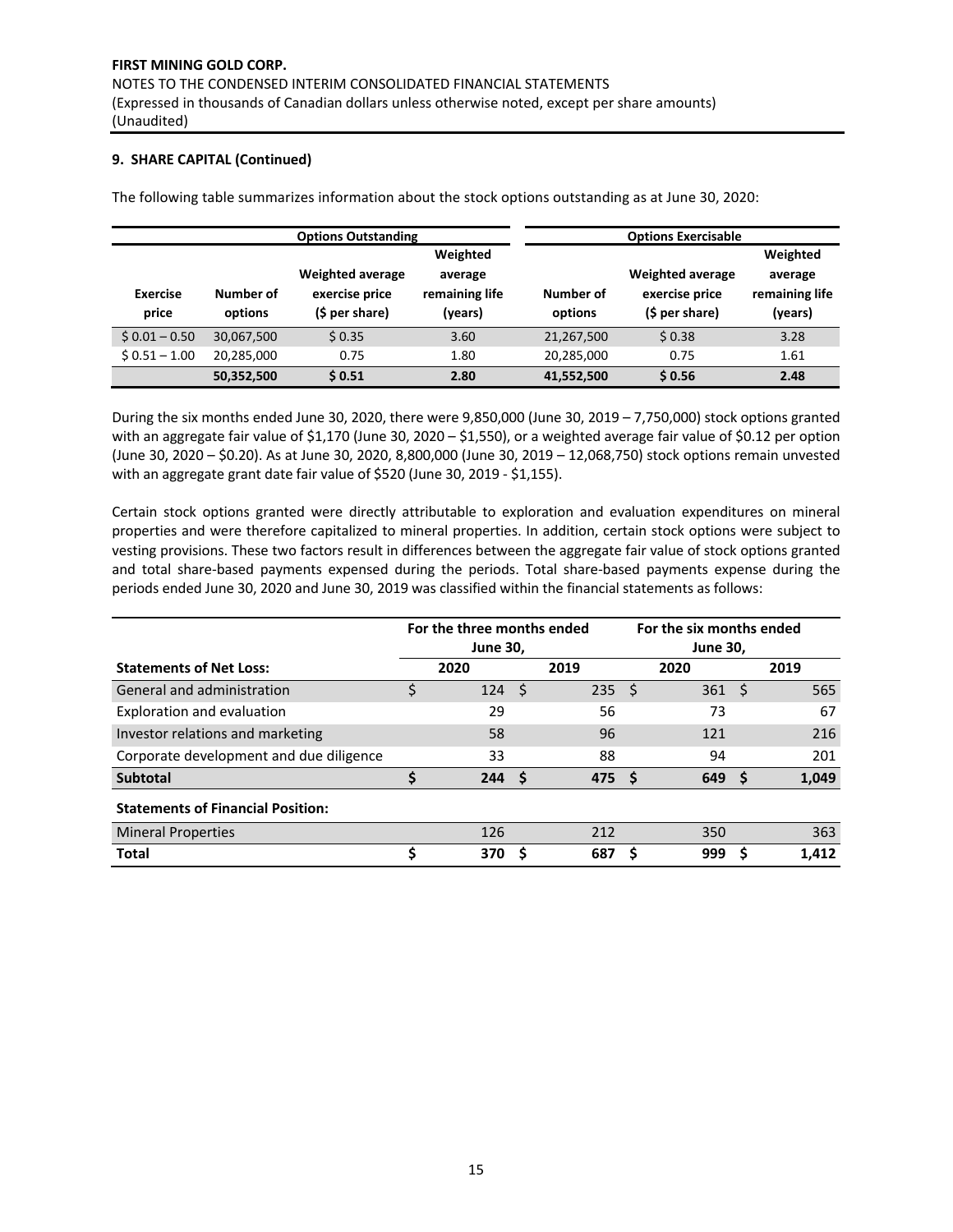## 9. SHARE CAPITAL (Continued)

The following table summarizes information about the stock options outstanding as at June 30, 2020:

| | Options Outstanding | | | Options Exercisable | | |
|---|---|---|---|---|---|---|
| Exercise price | Number of options | Weighted average exercise price ($ per share) | Weighted average remaining life (years) | Number of options | Weighted average exercise price ($ per share) | Weighted average remaining life (years) |
| $ 0.01 – 0.50 | 30,067,500 | $ 0.35 | 3.60 | 21,267,500 | $ 0.38 | 3.28 |
| $ 0.51 – 1.00 | 20,285,000 | 0.75 | 1.80 | 20,285,000 | 0.75 | 1.61 |
| | **50,352,500** | **$ 0.51** | **2.80** | **41,552,500** | **$ 0.56** | **2.48** |

During the six months ended June 30, 2020, there were 9,850,000 (June 30, 2019 – 7,750,000) stock options granted with an aggregate fair value of $1,170 (June 30, 2020 – $1,550), or a weighted average fair value of $0.12 per option (June 30, 2020 – $0.20). As at June 30, 2020, 8,800,000 (June 30, 2019 – 12,068,750) stock options remain unvested with an aggregate grant date fair value of $520 (June 30, 2019 - $1,155).

Certain stock options granted were directly attributable to exploration and evaluation expenditures on mineral properties and were therefore capitalized to mineral properties. In addition, certain stock options were subject to vesting provisions. These two factors result in differences between the aggregate fair value of stock options granted and total share-based payments expensed during the periods. Total share-based payments expense during the periods ended June 30, 2020 and June 30, 2019 was classified within the financial statements as follows:

| | For the three months ended June 30, | | For the six months ended June 30, | |
|---|---|---|---|---|
| **Statements of Net Loss:** | **2020** | **2019** | **2020** | **2019** |
| General and administration | $ 124 | $ 235 | $ 361 | $ 565 |
| Exploration and evaluation | 29 | 56 | 73 | 67 |
| Investor relations and marketing | 58 | 96 | 121 | 216 |
| Corporate development and due diligence | 33 | 88 | 94 | 201 |
| **Subtotal** | **$ 244** | **$ 475** | **$ 649** | **$ 1,049** |
| **Statements of Financial Position:** | | | | |
| Mineral Properties | 126 | 212 | 350 | 363 |
| **Total** | **$ 370** | **$ 687** | **$ 999** | **$ 1,412** |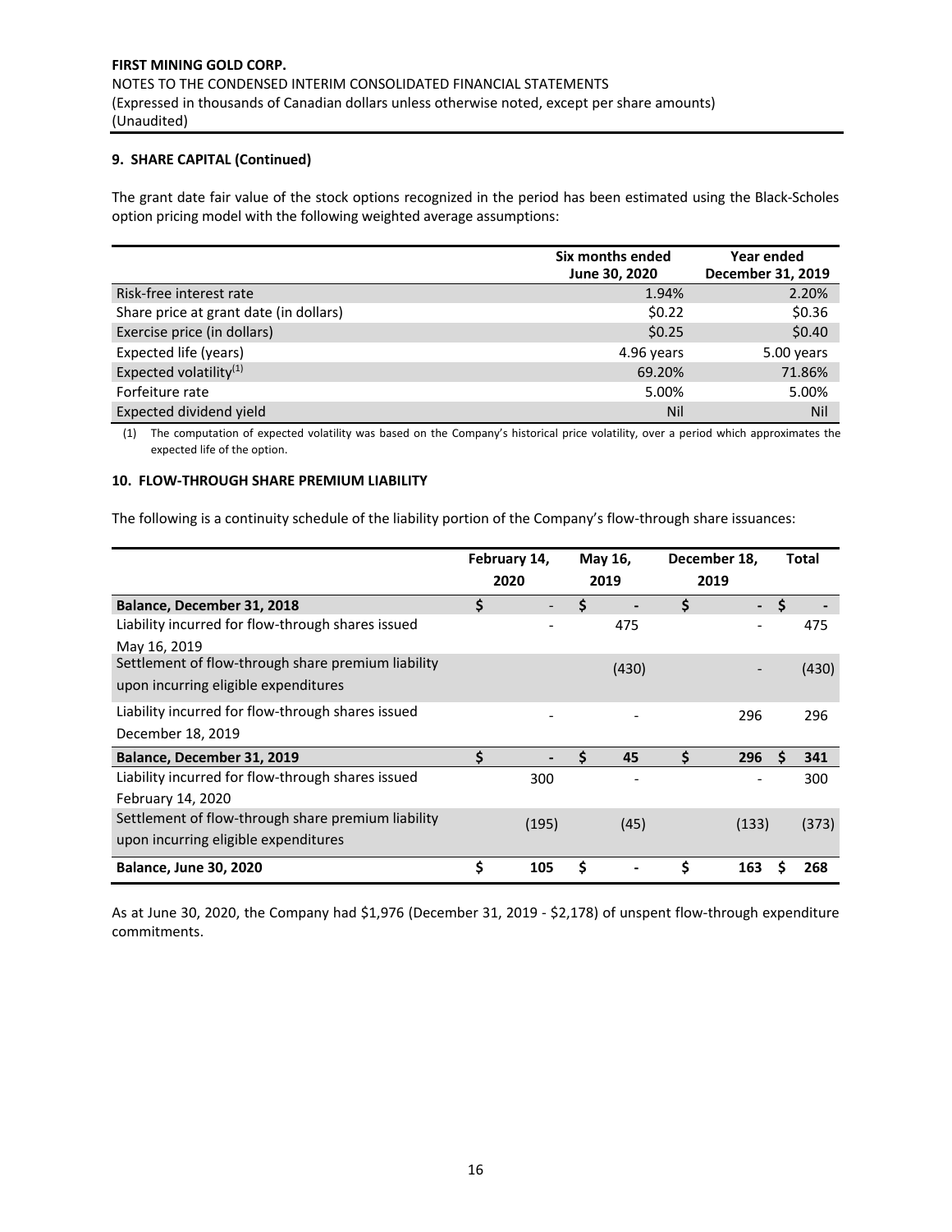## 9. SHARE CAPITAL (Continued)

The grant date fair value of the stock options recognized in the period has been estimated using the Black-Scholes option pricing model with the following weighted average assumptions:

| | Six months ended June 30, 2020 | Year ended December 31, 2019 |
|---|---|---|
| Risk-free interest rate | 1.94% | 2.20% |
| Share price at grant date (in dollars) | $0.22 | $0.36 |
| Exercise price (in dollars) | $0.25 | $0.40 |
| Expected life (years) | 4.96 years | 5.00 years |
| Expected volatility[1] | 69.20% | 71.86% |
| Forfeiture rate | 5.00% | 5.00% |
| Expected dividend yield | Nil | Nil |

(1) The computation of expected volatility was based on the Company's historical price volatility, over a period which approximates the expected life of the option.

## 10. FLOW-THROUGH SHARE PREMIUM LIABILITY

The following is a continuity schedule of the liability portion of the Company's flow-through share issuances:

| | February 14, 2020 | May 16, 2019 | December 18, 2019 | Total |
|---|---|---|---|---|
| **Balance, December 31, 2018** | $ - | $ - | $ - | $ - |
| Liability incurred for flow-through shares issued May 16, 2019 | - | 475 | - | 475 |
| Settlement of flow-through share premium liability upon incurring eligible expenditures | | (430) | - | (430) |
| Liability incurred for flow-through shares issued December 18, 2019 | - | - | 296 | 296 |
| **Balance, December 31, 2019** | **$ -** | **$ 45** | **$ 296** | **$ 341** |
| Liability incurred for flow-through shares issued February 14, 2020 | 300 | - | - | 300 |
| Settlement of flow-through share premium liability upon incurring eligible expenditures | (195) | (45) | (133) | (373) |
| **Balance, June 30, 2020** | **$ 105** | **$ -** | **$ 163** | **$ 268** |

As at June 30, 2020, the Company had $1,976 (December 31, 2019 - $2,178) of unspent flow-through expenditure commitments.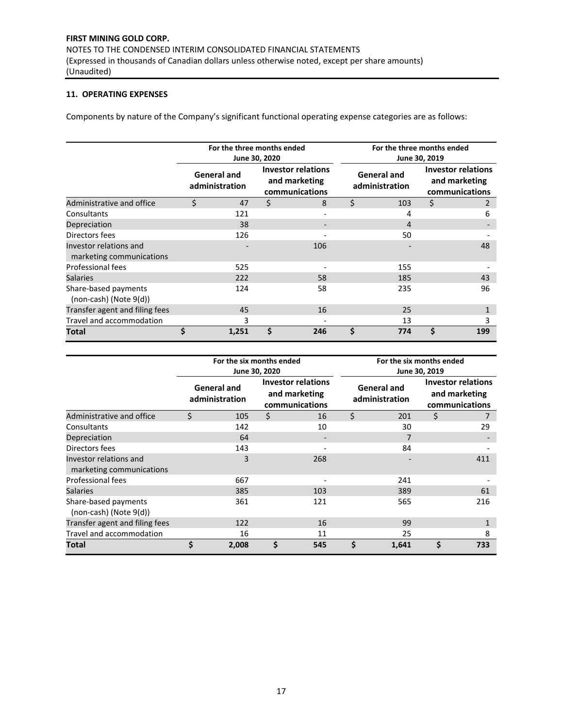## 11. OPERATING EXPENSES

Components by nature of the Company's significant functional operating expense categories are as follows:

| | For the three months ended June 30, 2020 | | For the three months ended June 30, 2019 | |
|---|---|---|---|---|
| | General and administration | Investor relations and marketing communications | General and administration | Investor relations and marketing communications |
| Administrative and office | $ 47 | $ 8 | $ 103 | $ 2 |
| Consultants | 121 | - | 4 | 6 |
| Depreciation | 38 | - | 4 | - |
| Directors fees | 126 | - | 50 | - |
| Investor relations and marketing communications | - | 106 | - | 48 |
| Professional fees | 525 | - | 155 | - |
| Salaries | 222 | 58 | 185 | 43 |
| Share-based payments (non-cash) (Note 9(d)) | 124 | 58 | 235 | 96 |
| Transfer agent and filing fees | 45 | 16 | 25 | 1 |
| Travel and accommodation | 3 | - | 13 | 3 |
| **Total** | **$ 1,251** | **$ 246** | **$ 774** | **$ 199** |

| | For the six months ended June 30, 2020 | | For the six months ended June 30, 2019 | |
|---|---|---|---|---|
| | General and administration | Investor relations and marketing communications | General and administration | Investor relations and marketing communications |
| Administrative and office | $ 105 | $ 16 | $ 201 | $ 7 |
| Consultants | 142 | 10 | 30 | 29 |
| Depreciation | 64 | - | 7 | - |
| Directors fees | 143 | - | 84 | - |
| Investor relations and marketing communications | 3 | 268 | - | 411 |
| Professional fees | 667 | - | 241 | - |
| Salaries | 385 | 103 | 389 | 61 |
| Share-based payments (non-cash) (Note 9(d)) | 361 | 121 | 565 | 216 |
| Transfer agent and filing fees | 122 | 16 | 99 | 1 |
| Travel and accommodation | 16 | 11 | 25 | 8 |
| **Total** | **$ 2,008** | **$ 545** | **$ 1,641** | **$ 733** |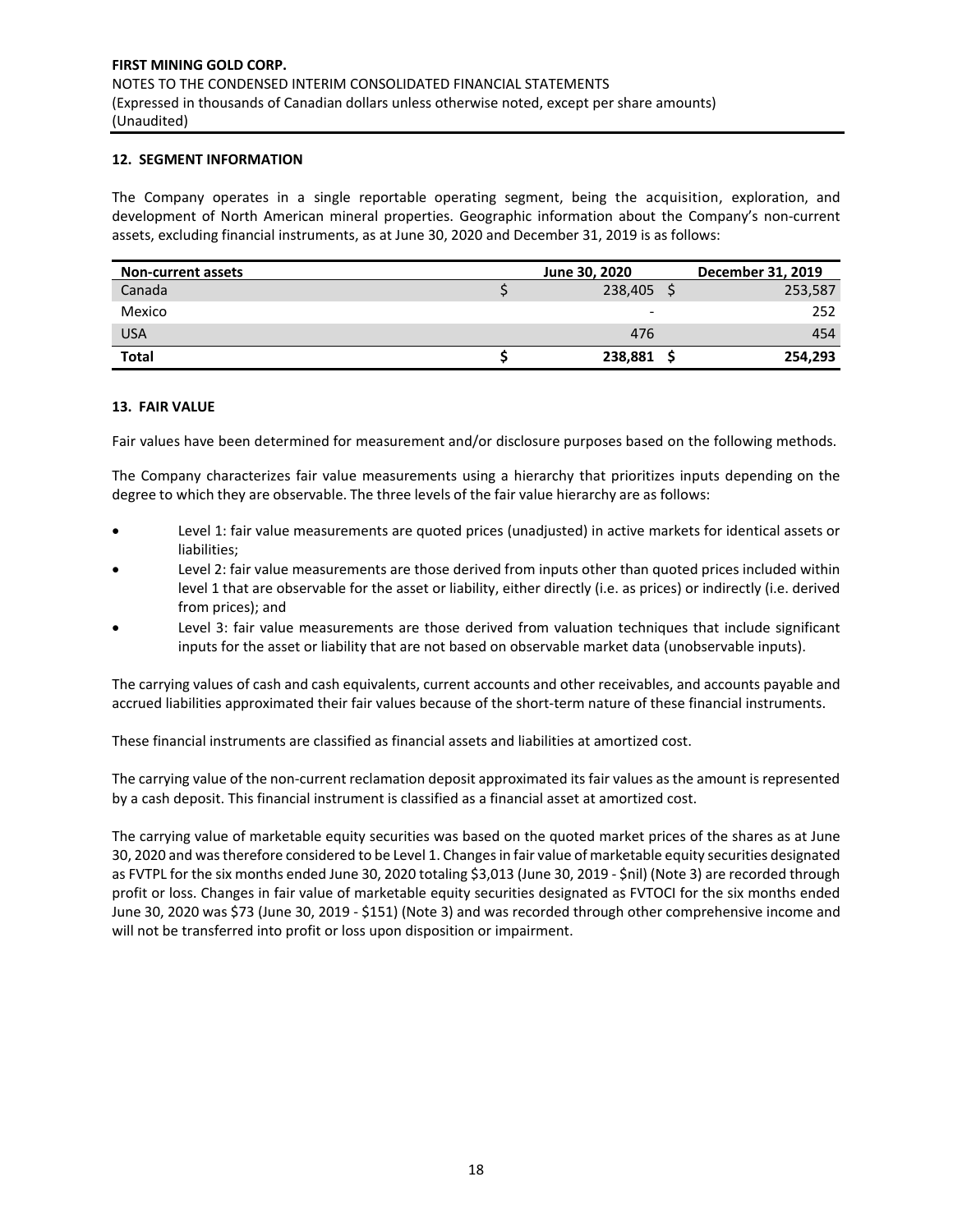## 12. SEGMENT INFORMATION

The Company operates in a single reportable operating segment, being the acquisition, exploration, and development of North American mineral properties. Geographic information about the Company's non-current assets, excluding financial instruments, as at June 30, 2020 and December 31, 2019 is as follows:

| Non-current assets | June 30, 2020 | December 31, 2019 |
|---|---|---|
| Canada | $ 238,405 | $ 253,587 |
| Mexico | - | 252 |
| USA | 476 | 454 |
| **Total** | **$ 238,881** | **$ 254,293** |

## 13. FAIR VALUE

Fair values have been determined for measurement and/or disclosure purposes based on the following methods.

The Company characterizes fair value measurements using a hierarchy that prioritizes inputs depending on the degree to which they are observable. The three levels of the fair value hierarchy are as follows:

- Level 1: fair value measurements are quoted prices (unadjusted) in active markets for identical assets or liabilities;
- Level 2: fair value measurements are those derived from inputs other than quoted prices included within level 1 that are observable for the asset or liability, either directly (i.e. as prices) or indirectly (i.e. derived from prices); and
- Level 3: fair value measurements are those derived from valuation techniques that include significant inputs for the asset or liability that are not based on observable market data (unobservable inputs).

The carrying values of cash and cash equivalents, current accounts and other receivables, and accounts payable and accrued liabilities approximated their fair values because of the short-term nature of these financial instruments.

These financial instruments are classified as financial assets and liabilities at amortized cost.

The carrying value of the non-current reclamation deposit approximated its fair values as the amount is represented by a cash deposit. This financial instrument is classified as a financial asset at amortized cost.

The carrying value of marketable equity securities was based on the quoted market prices of the shares as at June 30, 2020 and was therefore considered to be Level 1. Changes in fair value of marketable equity securities designated as FVTPL for the six months ended June 30, 2020 totaling $3,013 (June 30, 2019 - $nil) (Note 3) are recorded through profit or loss. Changes in fair value of marketable equity securities designated as FVTOCI for the six months ended June 30, 2020 was $73 (June 30, 2019 - $151) (Note 3) and was recorded through other comprehensive income and will not be transferred into profit or loss upon disposition or impairment.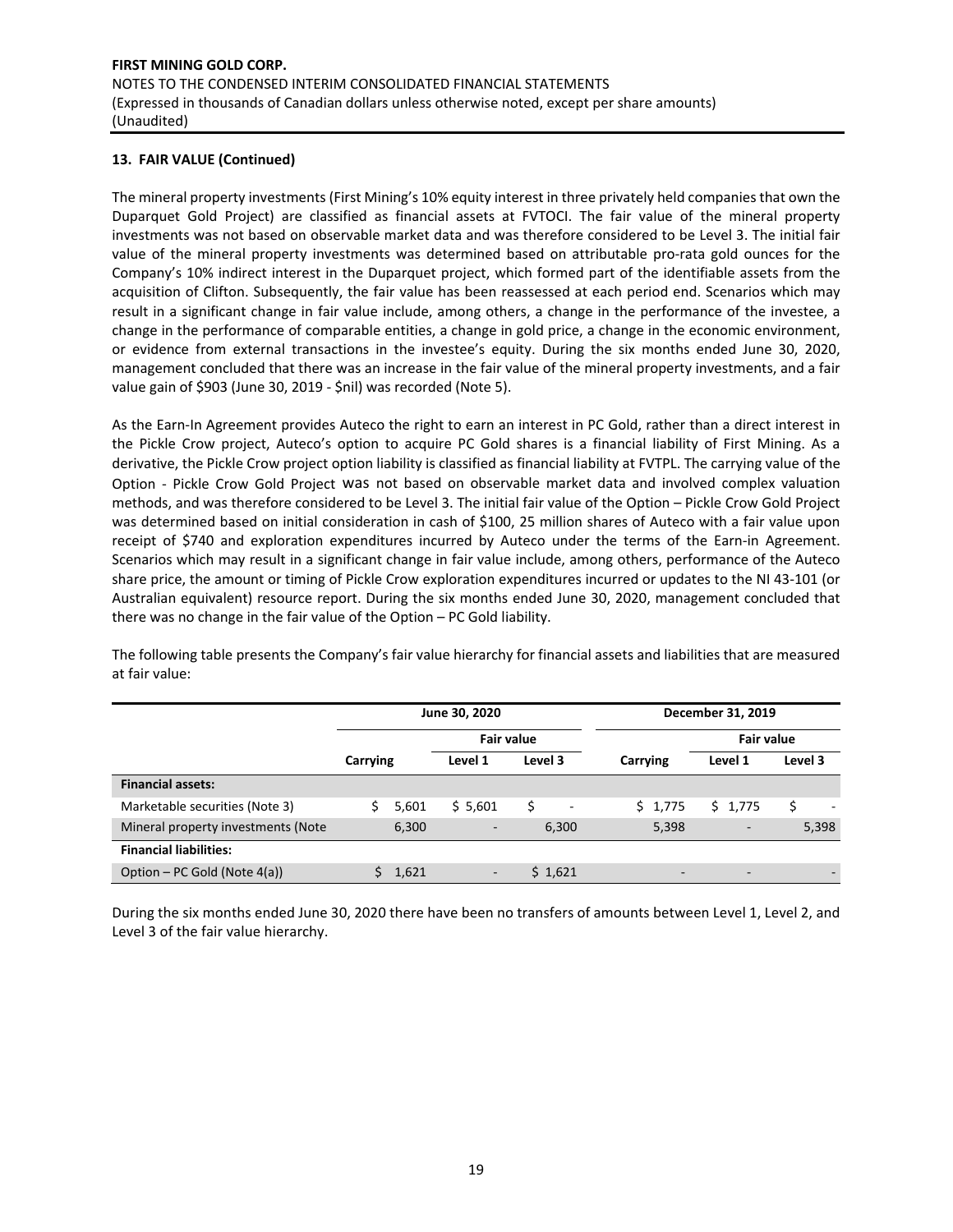## 13. FAIR VALUE (Continued)

The mineral property investments (First Mining's 10% equity interest in three privately held companies that own the Duparquet Gold Project) are classified as financial assets at FVTOCI. The fair value of the mineral property investments was not based on observable market data and was therefore considered to be Level 3. The initial fair value of the mineral property investments was determined based on attributable pro-rata gold ounces for the Company's 10% indirect interest in the Duparquet project, which formed part of the identifiable assets from the acquisition of Clifton. Subsequently, the fair value has been reassessed at each period end. Scenarios which may result in a significant change in fair value include, among others, a change in the performance of the investee, a change in the performance of comparable entities, a change in gold price, a change in the economic environment, or evidence from external transactions in the investee's equity. During the six months ended June 30, 2020, management concluded that there was an increase in the fair value of the mineral property investments, and a fair value gain of $903 (June 30, 2019 - $nil) was recorded (Note 5).

As the Earn-In Agreement provides Auteco the right to earn an interest in PC Gold, rather than a direct interest in the Pickle Crow project, Auteco's option to acquire PC Gold shares is a financial liability of First Mining. As a derivative, the Pickle Crow project option liability is classified as financial liability at FVTPL. The carrying value of the Option - Pickle Crow Gold Project was not based on observable market data and involved complex valuation methods, and was therefore considered to be Level 3. The initial fair value of the Option – Pickle Crow Gold Project was determined based on initial consideration in cash of $100, 25 million shares of Auteco with a fair value upon receipt of $740 and exploration expenditures incurred by Auteco under the terms of the Earn-in Agreement. Scenarios which may result in a significant change in fair value include, among others, performance of the Auteco share price, the amount or timing of Pickle Crow exploration expenditures incurred or updates to the NI 43-101 (or Australian equivalent) resource report. During the six months ended June 30, 2020, management concluded that there was no change in the fair value of the Option – PC Gold liability.

The following table presents the Company's fair value hierarchy for financial assets and liabilities that are measured at fair value:

| | June 30, 2020 | | | December 31, 2019 | | |
|---|---|---|---|---|---|---|
| | | Fair value | | | Fair value | |
| | Carrying | Level 1 | Level 3 | Carrying | Level 1 | Level 3 |
| **Financial assets:** | | | | | | |
| Marketable securities (Note 3) | $ 5,601 | $ 5,601 | $ - | $ 1,775 | $ 1,775 | $ - |
| Mineral property investments (Note | 6,300 | - | 6,300 | 5,398 | - | 5,398 |
| **Financial liabilities:** | | | | | | |
| Option – PC Gold (Note 4(a)) | $ 1,621 | - | $ 1,621 | - | - | - |

During the six months ended June 30, 2020 there have been no transfers of amounts between Level 1, Level 2, and Level 3 of the fair value hierarchy.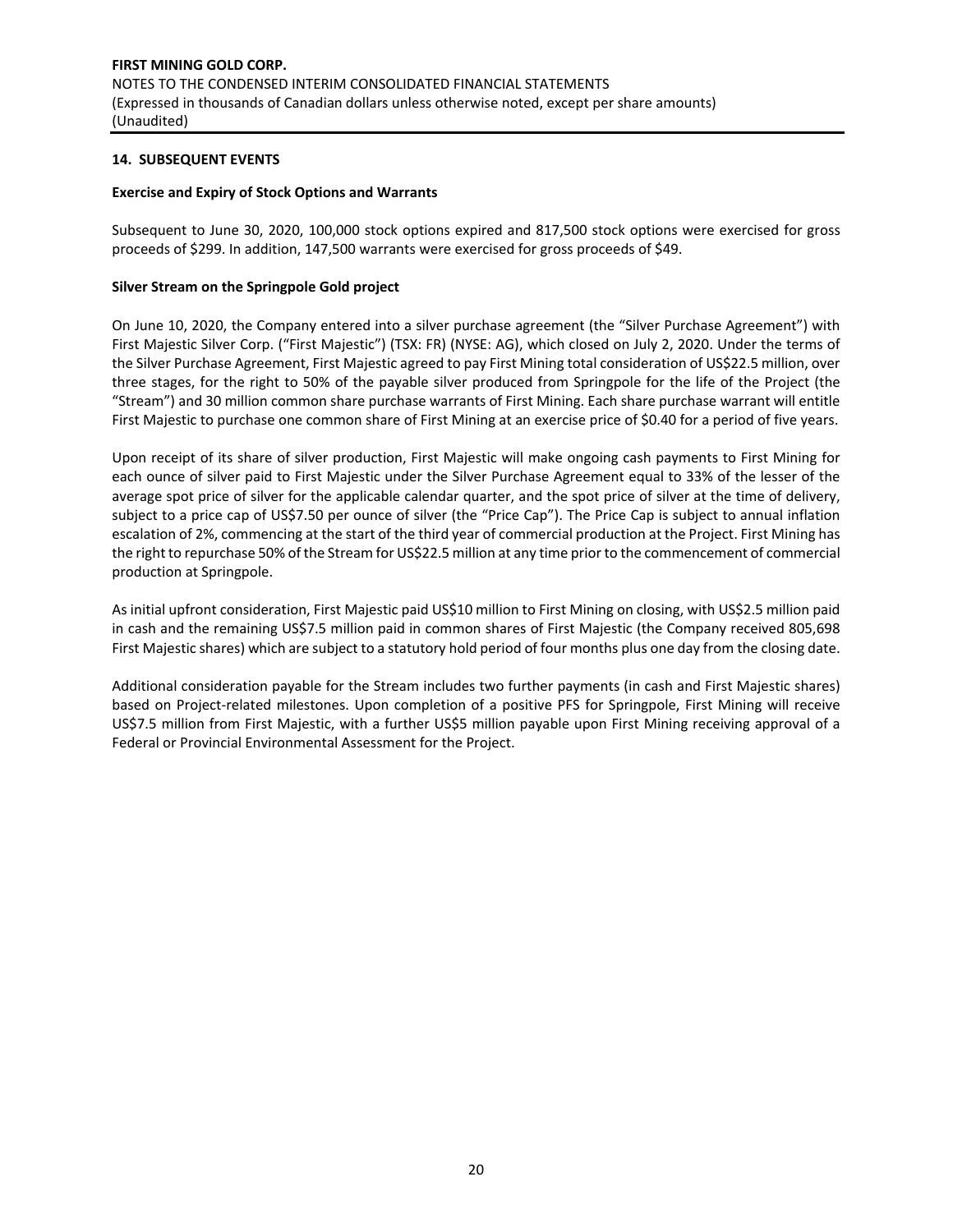## 14. SUBSEQUENT EVENTS

### Exercise and Expiry of Stock Options and Warrants

Subsequent to June 30, 2020, 100,000 stock options expired and 817,500 stock options were exercised for gross proceeds of $299. In addition, 147,500 warrants were exercised for gross proceeds of $49.

### Silver Stream on the Springpole Gold project

On June 10, 2020, the Company entered into a silver purchase agreement (the "Silver Purchase Agreement") with First Majestic Silver Corp. ("First Majestic") (TSX: FR) (NYSE: AG), which closed on July 2, 2020. Under the terms of the Silver Purchase Agreement, First Majestic agreed to pay First Mining total consideration of US$22.5 million, over three stages, for the right to 50% of the payable silver produced from Springpole for the life of the Project (the "Stream") and 30 million common share purchase warrants of First Mining. Each share purchase warrant will entitle First Majestic to purchase one common share of First Mining at an exercise price of $0.40 for a period of five years.

Upon receipt of its share of silver production, First Majestic will make ongoing cash payments to First Mining for each ounce of silver paid to First Majestic under the Silver Purchase Agreement equal to 33% of the lesser of the average spot price of silver for the applicable calendar quarter, and the spot price of silver at the time of delivery, subject to a price cap of US$7.50 per ounce of silver (the "Price Cap"). The Price Cap is subject to annual inflation escalation of 2%, commencing at the start of the third year of commercial production at the Project. First Mining has the right to repurchase 50% of the Stream for US$22.5 million at any time prior to the commencement of commercial production at Springpole.

As initial upfront consideration, First Majestic paid US$10 million to First Mining on closing, with US$2.5 million paid in cash and the remaining US$7.5 million paid in common shares of First Majestic (the Company received 805,698 First Majestic shares) which are subject to a statutory hold period of four months plus one day from the closing date.

Additional consideration payable for the Stream includes two further payments (in cash and First Majestic shares) based on Project-related milestones. Upon completion of a positive PFS for Springpole, First Mining will receive US$7.5 million from First Majestic, with a further US$5 million payable upon First Mining receiving approval of a Federal or Provincial Environmental Assessment for the Project.